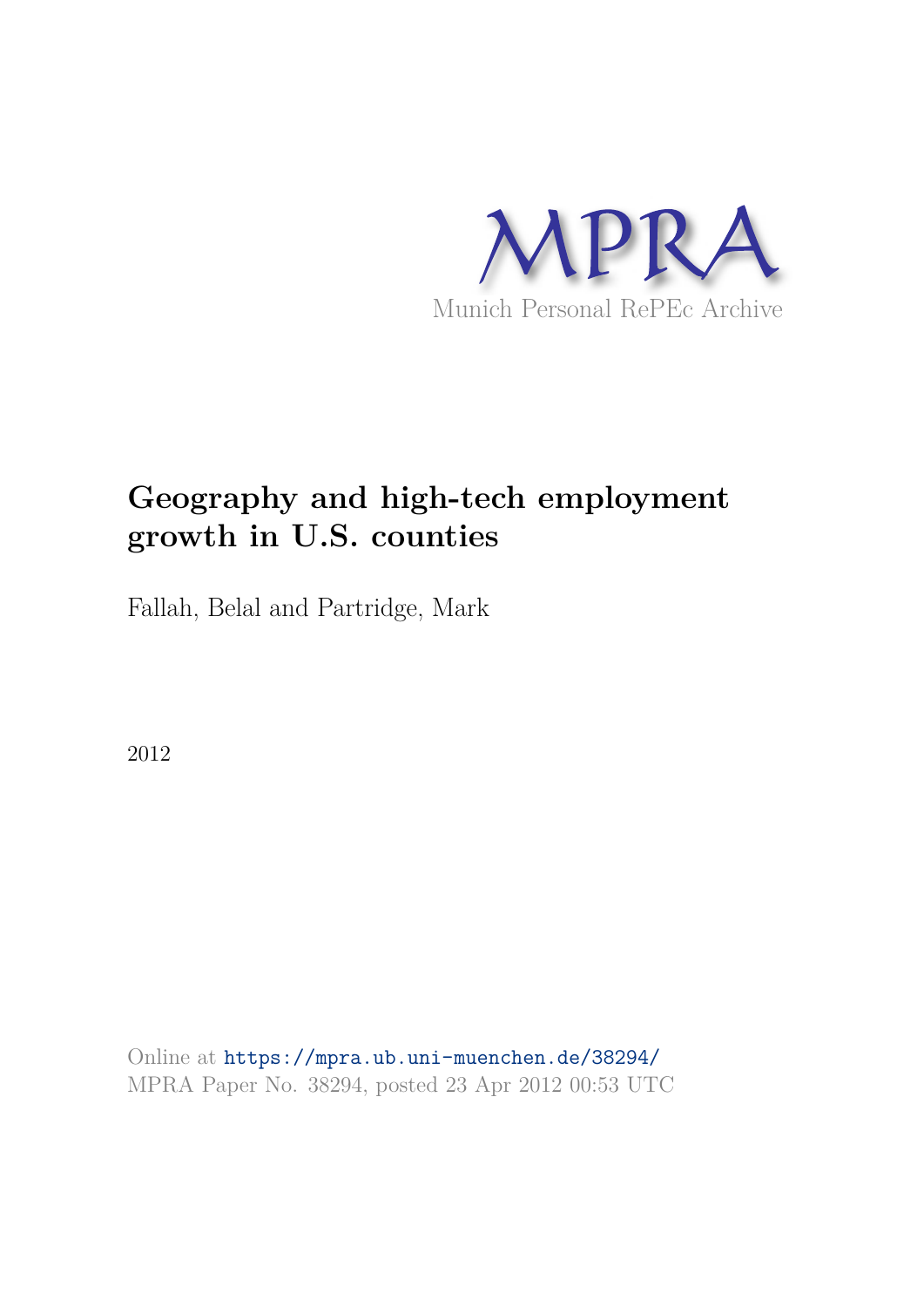MPRA

Munich Personal RePEc Archive

# Geography and high-tech employment growth in U.S. counties

Fallah, Belal and Partridge, Mark

2012

Online at https://mpra.ub.uni-muenchen.de/38294/
MPRA Paper No. 38294, posted 23 Apr 2012 00:53 UTC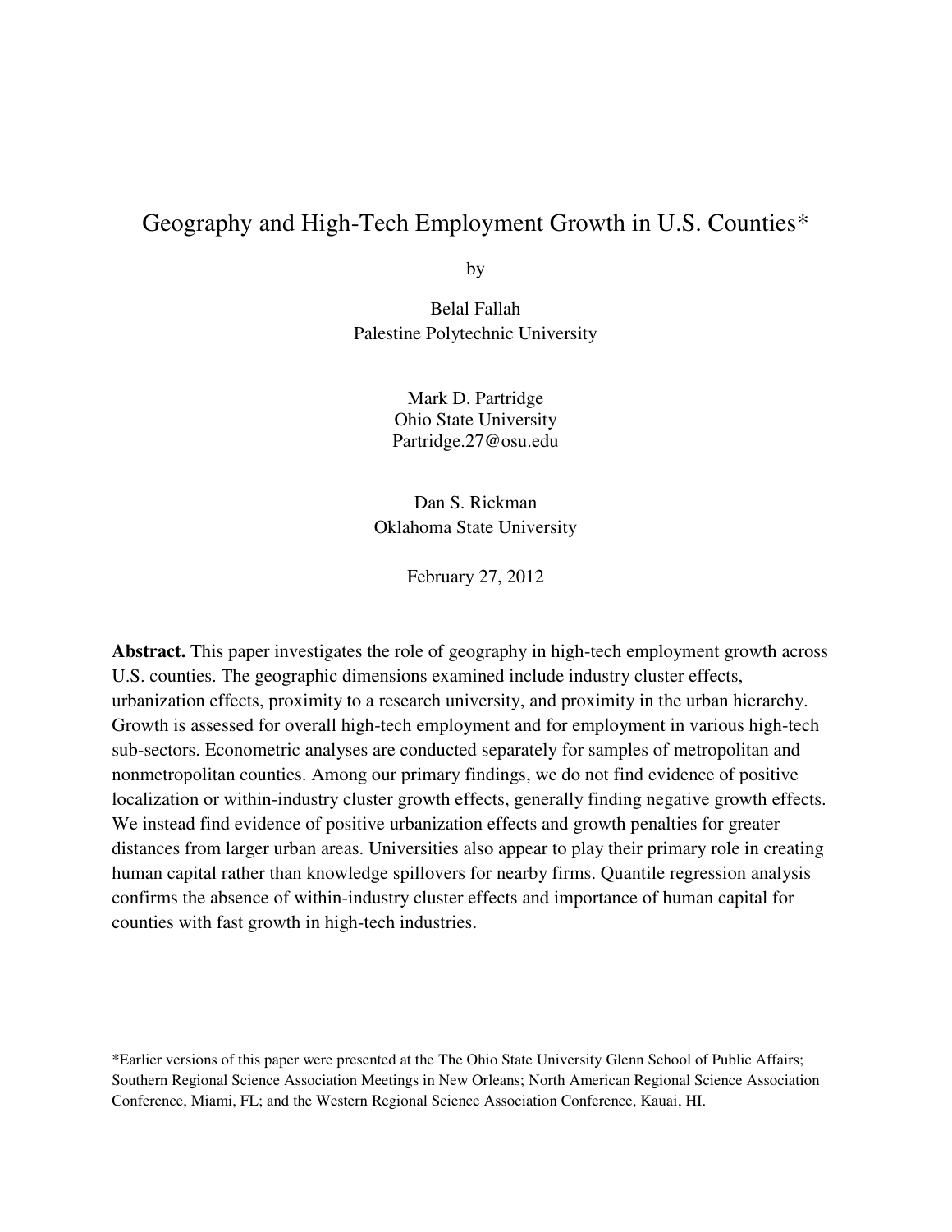# Geography and High-Tech Employment Growth in U.S. Counties*

by

Belal Fallah
Palestine Polytechnic University

Mark D. Partridge
Ohio State University
Partridge.27@osu.edu

Dan S. Rickman
Oklahoma State University

February 27, 2012

**Abstract.** This paper investigates the role of geography in high-tech employment growth across U.S. counties. The geographic dimensions examined include industry cluster effects, urbanization effects, proximity to a research university, and proximity in the urban hierarchy. Growth is assessed for overall high-tech employment and for employment in various high-tech sub-sectors. Econometric analyses are conducted separately for samples of metropolitan and nonmetropolitan counties. Among our primary findings, we do not find evidence of positive localization or within-industry cluster growth effects, generally finding negative growth effects. We instead find evidence of positive urbanization effects and growth penalties for greater distances from larger urban areas. Universities also appear to play their primary role in creating human capital rather than knowledge spillovers for nearby firms. Quantile regression analysis confirms the absence of within-industry cluster effects and importance of human capital for counties with fast growth in high-tech industries.

*Earlier versions of this paper were presented at the The Ohio State University Glenn School of Public Affairs; Southern Regional Science Association Meetings in New Orleans; North American Regional Science Association Conference, Miami, FL; and the Western Regional Science Association Conference, Kauai, HI.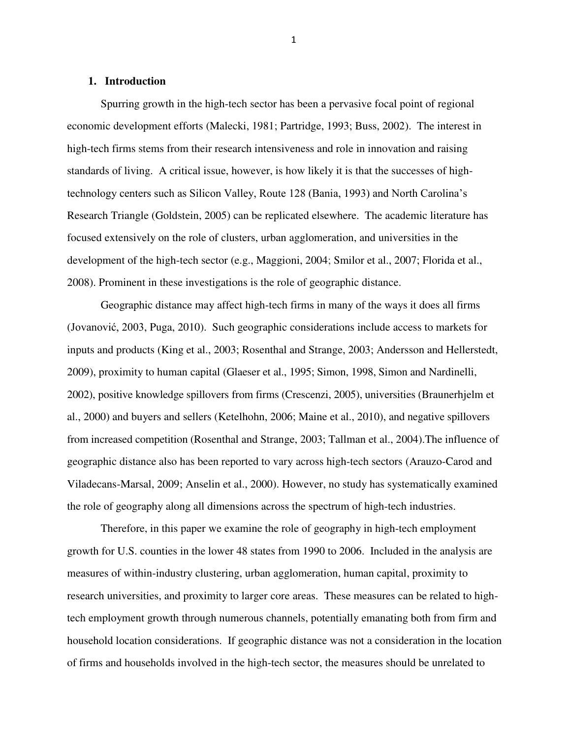## 1. Introduction

Spurring growth in the high-tech sector has been a pervasive focal point of regional economic development efforts (Malecki, 1981; Partridge, 1993; Buss, 2002). The interest in high-tech firms stems from their research intensiveness and role in innovation and raising standards of living. A critical issue, however, is how likely it is that the successes of high-technology centers such as Silicon Valley, Route 128 (Bania, 1993) and North Carolina's Research Triangle (Goldstein, 2005) can be replicated elsewhere. The academic literature has focused extensively on the role of clusters, urban agglomeration, and universities in the development of the high-tech sector (e.g., Maggioni, 2004; Smilor et al., 2007; Florida et al., 2008). Prominent in these investigations is the role of geographic distance.

Geographic distance may affect high-tech firms in many of the ways it does all firms (Jovanović, 2003, Puga, 2010). Such geographic considerations include access to markets for inputs and products (King et al., 2003; Rosenthal and Strange, 2003; Andersson and Hellerstedt, 2009), proximity to human capital (Glaeser et al., 1995; Simon, 1998, Simon and Nardinelli, 2002), positive knowledge spillovers from firms (Crescenzi, 2005), universities (Braunerhjelm et al., 2000) and buyers and sellers (Ketelhohn, 2006; Maine et al., 2010), and negative spillovers from increased competition (Rosenthal and Strange, 2003; Tallman et al., 2004).The influence of geographic distance also has been reported to vary across high-tech sectors (Arauzo-Carod and Viladecans-Marsal, 2009; Anselin et al., 2000). However, no study has systematically examined the role of geography along all dimensions across the spectrum of high-tech industries.

Therefore, in this paper we examine the role of geography in high-tech employment growth for U.S. counties in the lower 48 states from 1990 to 2006. Included in the analysis are measures of within-industry clustering, urban agglomeration, human capital, proximity to research universities, and proximity to larger core areas. These measures can be related to high-tech employment growth through numerous channels, potentially emanating both from firm and household location considerations. If geographic distance was not a consideration in the location of firms and households involved in the high-tech sector, the measures should be unrelated to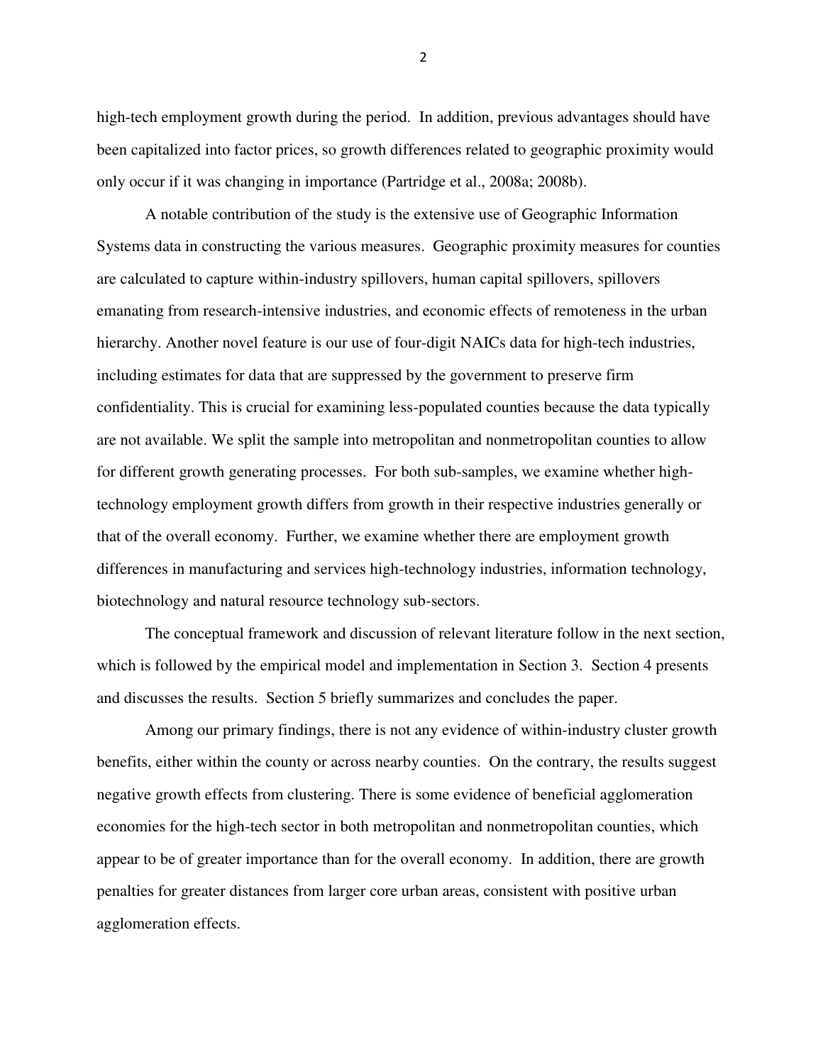high-tech employment growth during the period. In addition, previous advantages should have been capitalized into factor prices, so growth differences related to geographic proximity would only occur if it was changing in importance (Partridge et al., 2008a; 2008b).

A notable contribution of the study is the extensive use of Geographic Information Systems data in constructing the various measures. Geographic proximity measures for counties are calculated to capture within-industry spillovers, human capital spillovers, spillovers emanating from research-intensive industries, and economic effects of remoteness in the urban hierarchy. Another novel feature is our use of four-digit NAICs data for high-tech industries, including estimates for data that are suppressed by the government to preserve firm confidentiality. This is crucial for examining less-populated counties because the data typically are not available. We split the sample into metropolitan and nonmetropolitan counties to allow for different growth generating processes. For both sub-samples, we examine whether high-technology employment growth differs from growth in their respective industries generally or that of the overall economy. Further, we examine whether there are employment growth differences in manufacturing and services high-technology industries, information technology, biotechnology and natural resource technology sub-sectors.

The conceptual framework and discussion of relevant literature follow in the next section, which is followed by the empirical model and implementation in Section 3. Section 4 presents and discusses the results. Section 5 briefly summarizes and concludes the paper.

Among our primary findings, there is not any evidence of within-industry cluster growth benefits, either within the county or across nearby counties. On the contrary, the results suggest negative growth effects from clustering. There is some evidence of beneficial agglomeration economies for the high-tech sector in both metropolitan and nonmetropolitan counties, which appear to be of greater importance than for the overall economy. In addition, there are growth penalties for greater distances from larger core urban areas, consistent with positive urban agglomeration effects.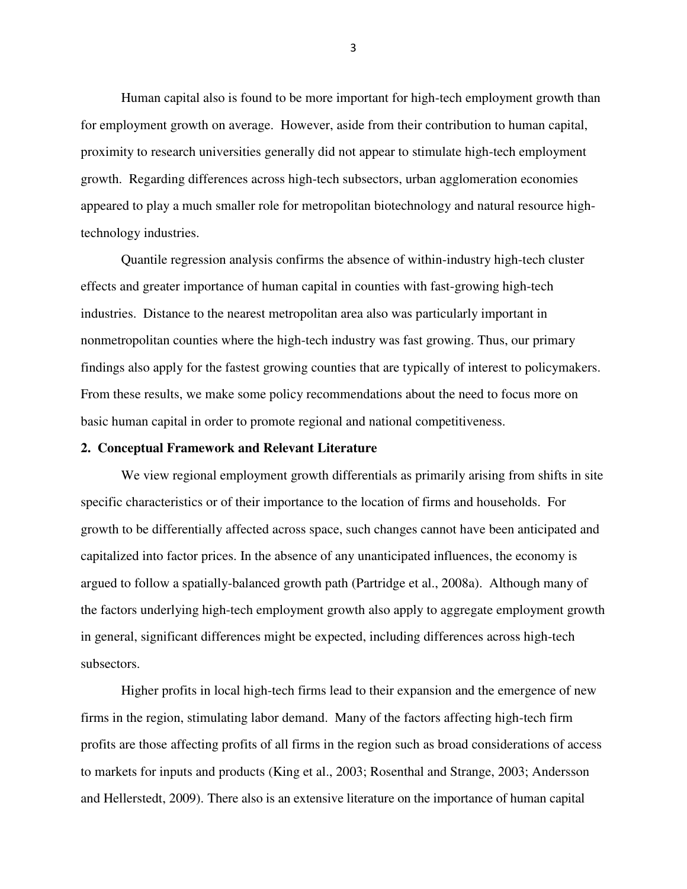Human capital also is found to be more important for high-tech employment growth than for employment growth on average. However, aside from their contribution to human capital, proximity to research universities generally did not appear to stimulate high-tech employment growth. Regarding differences across high-tech subsectors, urban agglomeration economies appeared to play a much smaller role for metropolitan biotechnology and natural resource high-technology industries.

Quantile regression analysis confirms the absence of within-industry high-tech cluster effects and greater importance of human capital in counties with fast-growing high-tech industries. Distance to the nearest metropolitan area also was particularly important in nonmetropolitan counties where the high-tech industry was fast growing. Thus, our primary findings also apply for the fastest growing counties that are typically of interest to policymakers. From these results, we make some policy recommendations about the need to focus more on basic human capital in order to promote regional and national competitiveness.

## 2. Conceptual Framework and Relevant Literature

We view regional employment growth differentials as primarily arising from shifts in site specific characteristics or of their importance to the location of firms and households. For growth to be differentially affected across space, such changes cannot have been anticipated and capitalized into factor prices. In the absence of any unanticipated influences, the economy is argued to follow a spatially-balanced growth path (Partridge et al., 2008a). Although many of the factors underlying high-tech employment growth also apply to aggregate employment growth in general, significant differences might be expected, including differences across high-tech subsectors.

Higher profits in local high-tech firms lead to their expansion and the emergence of new firms in the region, stimulating labor demand. Many of the factors affecting high-tech firm profits are those affecting profits of all firms in the region such as broad considerations of access to markets for inputs and products (King et al., 2003; Rosenthal and Strange, 2003; Andersson and Hellerstedt, 2009). There also is an extensive literature on the importance of human capital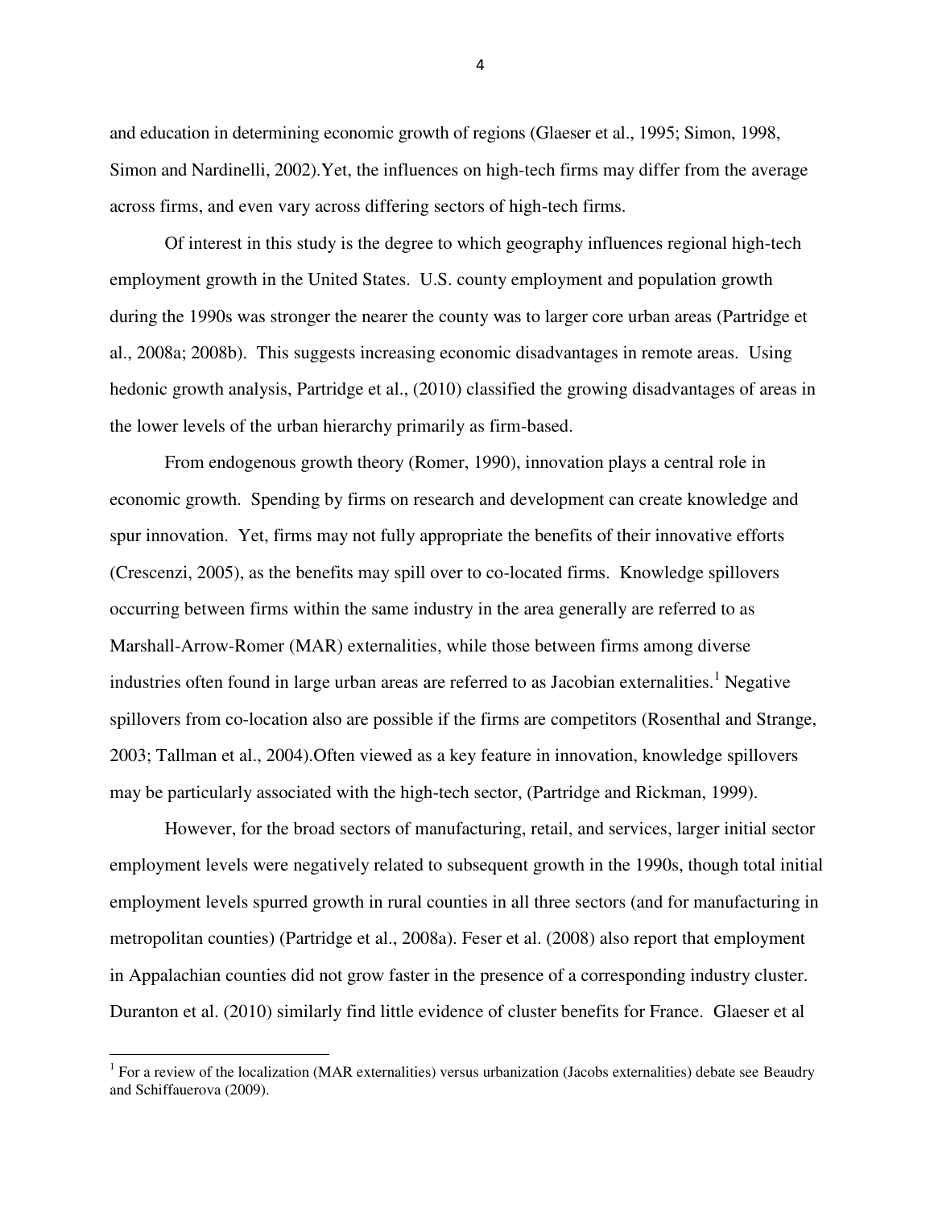and education in determining economic growth of regions (Glaeser et al., 1995; Simon, 1998, Simon and Nardinelli, 2002).Yet, the influences on high-tech firms may differ from the average across firms, and even vary across differing sectors of high-tech firms.

Of interest in this study is the degree to which geography influences regional high-tech employment growth in the United States. U.S. county employment and population growth during the 1990s was stronger the nearer the county was to larger core urban areas (Partridge et al., 2008a; 2008b). This suggests increasing economic disadvantages in remote areas. Using hedonic growth analysis, Partridge et al., (2010) classified the growing disadvantages of areas in the lower levels of the urban hierarchy primarily as firm-based.

From endogenous growth theory (Romer, 1990), innovation plays a central role in economic growth. Spending by firms on research and development can create knowledge and spur innovation. Yet, firms may not fully appropriate the benefits of their innovative efforts (Crescenzi, 2005), as the benefits may spill over to co-located firms. Knowledge spillovers occurring between firms within the same industry in the area generally are referred to as Marshall-Arrow-Romer (MAR) externalities, while those between firms among diverse industries often found in large urban areas are referred to as Jacobian externalities.[1] Negative spillovers from co-location also are possible if the firms are competitors (Rosenthal and Strange, 2003; Tallman et al., 2004).Often viewed as a key feature in innovation, knowledge spillovers may be particularly associated with the high-tech sector, (Partridge and Rickman, 1999).

However, for the broad sectors of manufacturing, retail, and services, larger initial sector employment levels were negatively related to subsequent growth in the 1990s, though total initial employment levels spurred growth in rural counties in all three sectors (and for manufacturing in metropolitan counties) (Partridge et al., 2008a). Feser et al. (2008) also report that employment in Appalachian counties did not grow faster in the presence of a corresponding industry cluster. Duranton et al. (2010) similarly find little evidence of cluster benefits for France. Glaeser et al

[1] For a review of the localization (MAR externalities) versus urbanization (Jacobs externalities) debate see Beaudry and Schiffauerova (2009).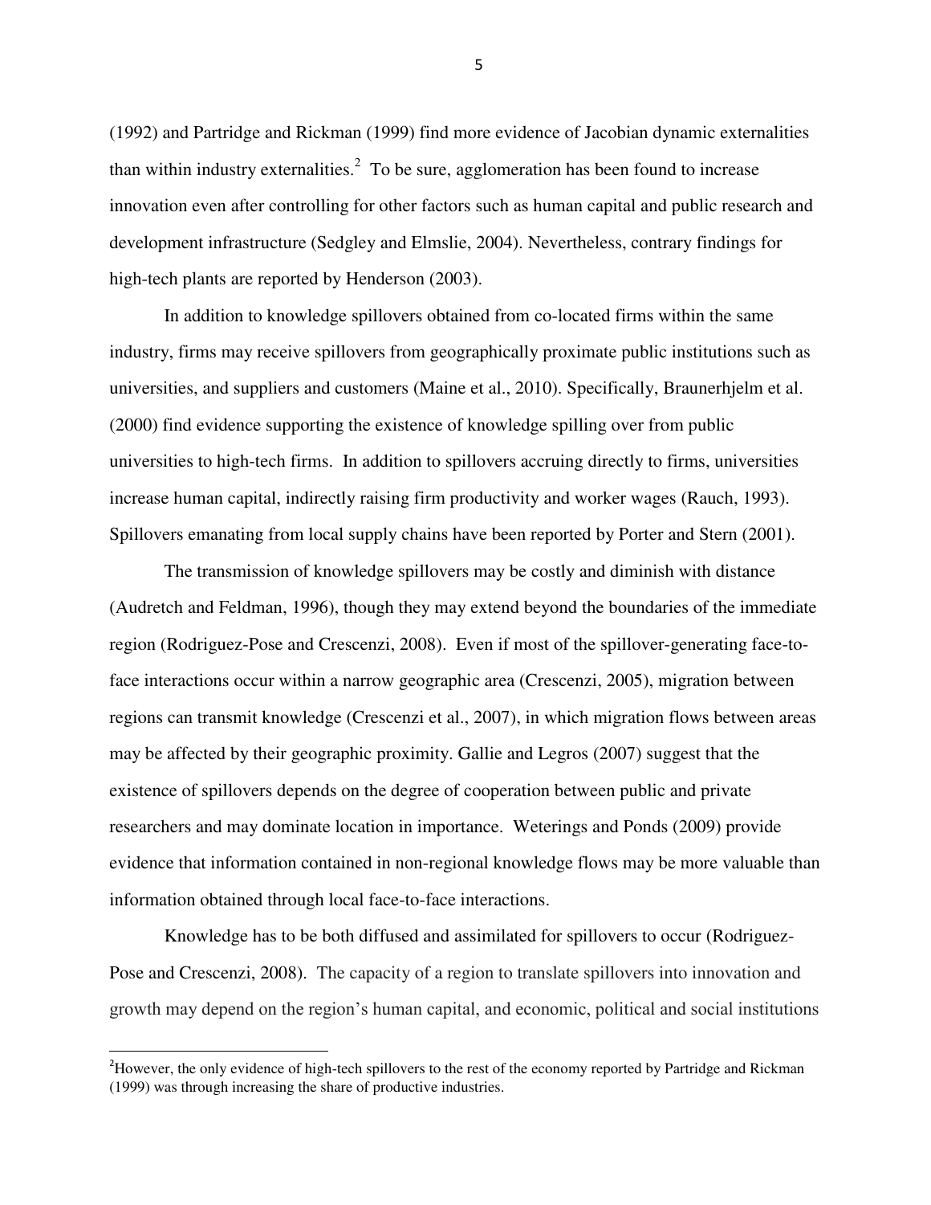(1992) and Partridge and Rickman (1999) find more evidence of Jacobian dynamic externalities than within industry externalities.[2] To be sure, agglomeration has been found to increase innovation even after controlling for other factors such as human capital and public research and development infrastructure (Sedgley and Elmslie, 2004). Nevertheless, contrary findings for high-tech plants are reported by Henderson (2003).

In addition to knowledge spillovers obtained from co-located firms within the same industry, firms may receive spillovers from geographically proximate public institutions such as universities, and suppliers and customers (Maine et al., 2010). Specifically, Braunerhjelm et al. (2000) find evidence supporting the existence of knowledge spilling over from public universities to high-tech firms. In addition to spillovers accruing directly to firms, universities increase human capital, indirectly raising firm productivity and worker wages (Rauch, 1993). Spillovers emanating from local supply chains have been reported by Porter and Stern (2001).

The transmission of knowledge spillovers may be costly and diminish with distance (Audretch and Feldman, 1996), though they may extend beyond the boundaries of the immediate region (Rodriguez-Pose and Crescenzi, 2008). Even if most of the spillover-generating face-to-face interactions occur within a narrow geographic area (Crescenzi, 2005), migration between regions can transmit knowledge (Crescenzi et al., 2007), in which migration flows between areas may be affected by their geographic proximity. Gallie and Legros (2007) suggest that the existence of spillovers depends on the degree of cooperation between public and private researchers and may dominate location in importance. Weterings and Ponds (2009) provide evidence that information contained in non-regional knowledge flows may be more valuable than information obtained through local face-to-face interactions.

Knowledge has to be both diffused and assimilated for spillovers to occur (Rodriguez-Pose and Crescenzi, 2008). The capacity of a region to translate spillovers into innovation and growth may depend on the region's human capital, and economic, political and social institutions

---

[2]However, the only evidence of high-tech spillovers to the rest of the economy reported by Partridge and Rickman (1999) was through increasing the share of productive industries.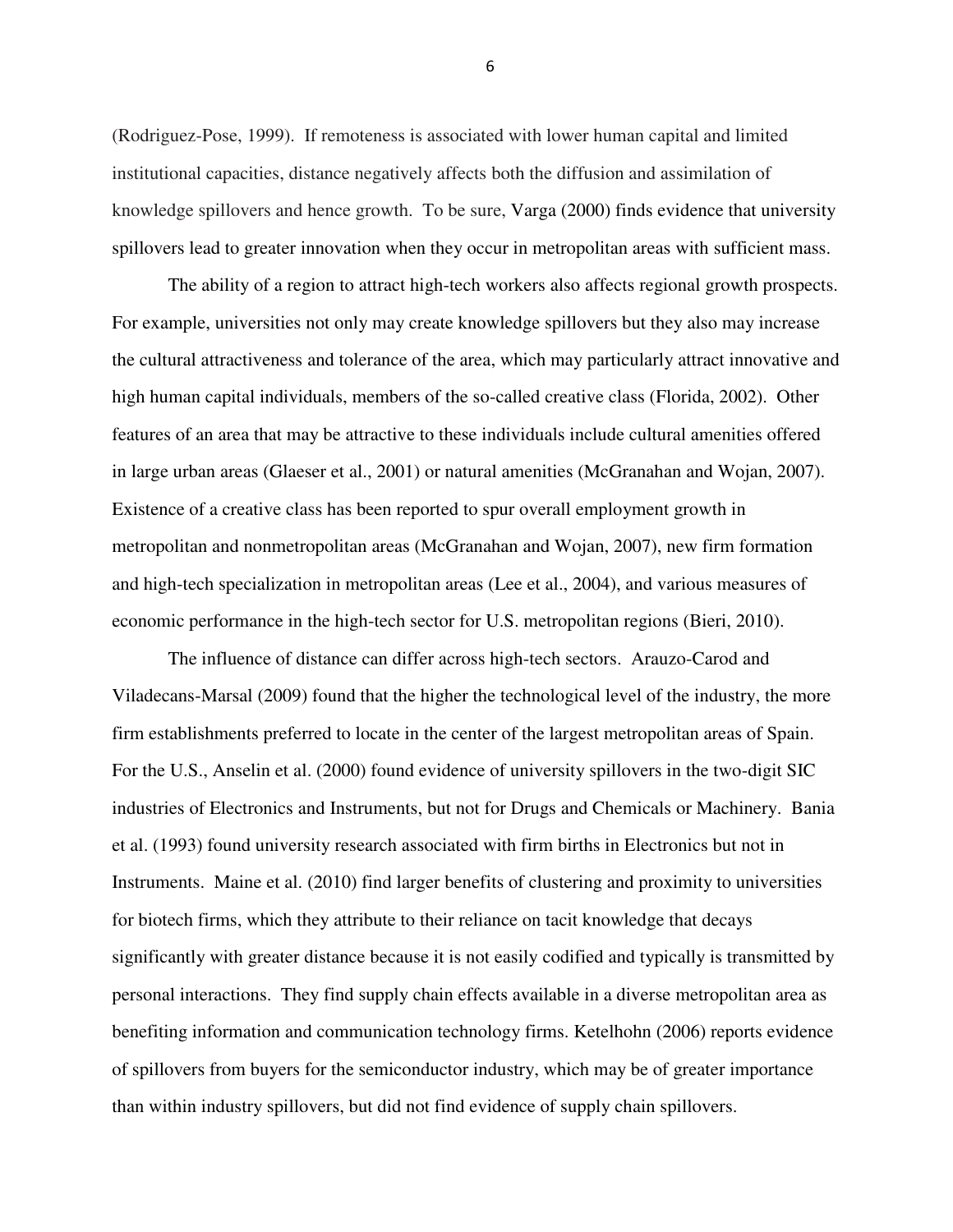(Rodriguez-Pose, 1999). If remoteness is associated with lower human capital and limited institutional capacities, distance negatively affects both the diffusion and assimilation of knowledge spillovers and hence growth. To be sure, Varga (2000) finds evidence that university spillovers lead to greater innovation when they occur in metropolitan areas with sufficient mass.

The ability of a region to attract high-tech workers also affects regional growth prospects. For example, universities not only may create knowledge spillovers but they also may increase the cultural attractiveness and tolerance of the area, which may particularly attract innovative and high human capital individuals, members of the so-called creative class (Florida, 2002). Other features of an area that may be attractive to these individuals include cultural amenities offered in large urban areas (Glaeser et al., 2001) or natural amenities (McGranahan and Wojan, 2007). Existence of a creative class has been reported to spur overall employment growth in metropolitan and nonmetropolitan areas (McGranahan and Wojan, 2007), new firm formation and high-tech specialization in metropolitan areas (Lee et al., 2004), and various measures of economic performance in the high-tech sector for U.S. metropolitan regions (Bieri, 2010).

The influence of distance can differ across high-tech sectors. Arauzo-Carod and Viladecans-Marsal (2009) found that the higher the technological level of the industry, the more firm establishments preferred to locate in the center of the largest metropolitan areas of Spain. For the U.S., Anselin et al. (2000) found evidence of university spillovers in the two-digit SIC industries of Electronics and Instruments, but not for Drugs and Chemicals or Machinery. Bania et al. (1993) found university research associated with firm births in Electronics but not in Instruments. Maine et al. (2010) find larger benefits of clustering and proximity to universities for biotech firms, which they attribute to their reliance on tacit knowledge that decays significantly with greater distance because it is not easily codified and typically is transmitted by personal interactions. They find supply chain effects available in a diverse metropolitan area as benefiting information and communication technology firms. Ketelhohn (2006) reports evidence of spillovers from buyers for the semiconductor industry, which may be of greater importance than within industry spillovers, but did not find evidence of supply chain spillovers.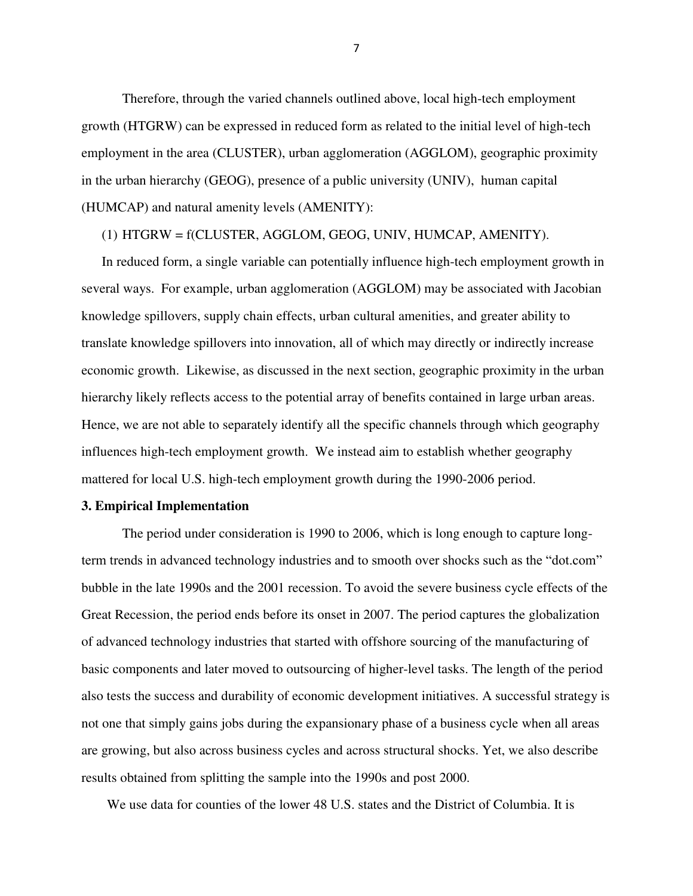Therefore, through the varied channels outlined above, local high-tech employment growth (HTGRW) can be expressed in reduced form as related to the initial level of high-tech employment in the area (CLUSTER), urban agglomeration (AGGLOM), geographic proximity in the urban hierarchy (GEOG), presence of a public university (UNIV), human capital (HUMCAP) and natural amenity levels (AMENITY):

(1) HTGRW = f(CLUSTER, AGGLOM, GEOG, UNIV, HUMCAP, AMENITY).

In reduced form, a single variable can potentially influence high-tech employment growth in several ways. For example, urban agglomeration (AGGLOM) may be associated with Jacobian knowledge spillovers, supply chain effects, urban cultural amenities, and greater ability to translate knowledge spillovers into innovation, all of which may directly or indirectly increase economic growth. Likewise, as discussed in the next section, geographic proximity in the urban hierarchy likely reflects access to the potential array of benefits contained in large urban areas. Hence, we are not able to separately identify all the specific channels through which geography influences high-tech employment growth. We instead aim to establish whether geography mattered for local U.S. high-tech employment growth during the 1990-2006 period.

## 3. Empirical Implementation

The period under consideration is 1990 to 2006, which is long enough to capture long-term trends in advanced technology industries and to smooth over shocks such as the "dot.com" bubble in the late 1990s and the 2001 recession. To avoid the severe business cycle effects of the Great Recession, the period ends before its onset in 2007. The period captures the globalization of advanced technology industries that started with offshore sourcing of the manufacturing of basic components and later moved to outsourcing of higher-level tasks. The length of the period also tests the success and durability of economic development initiatives. A successful strategy is not one that simply gains jobs during the expansionary phase of a business cycle when all areas are growing, but also across business cycles and across structural shocks. Yet, we also describe results obtained from splitting the sample into the 1990s and post 2000.

We use data for counties of the lower 48 U.S. states and the District of Columbia. It is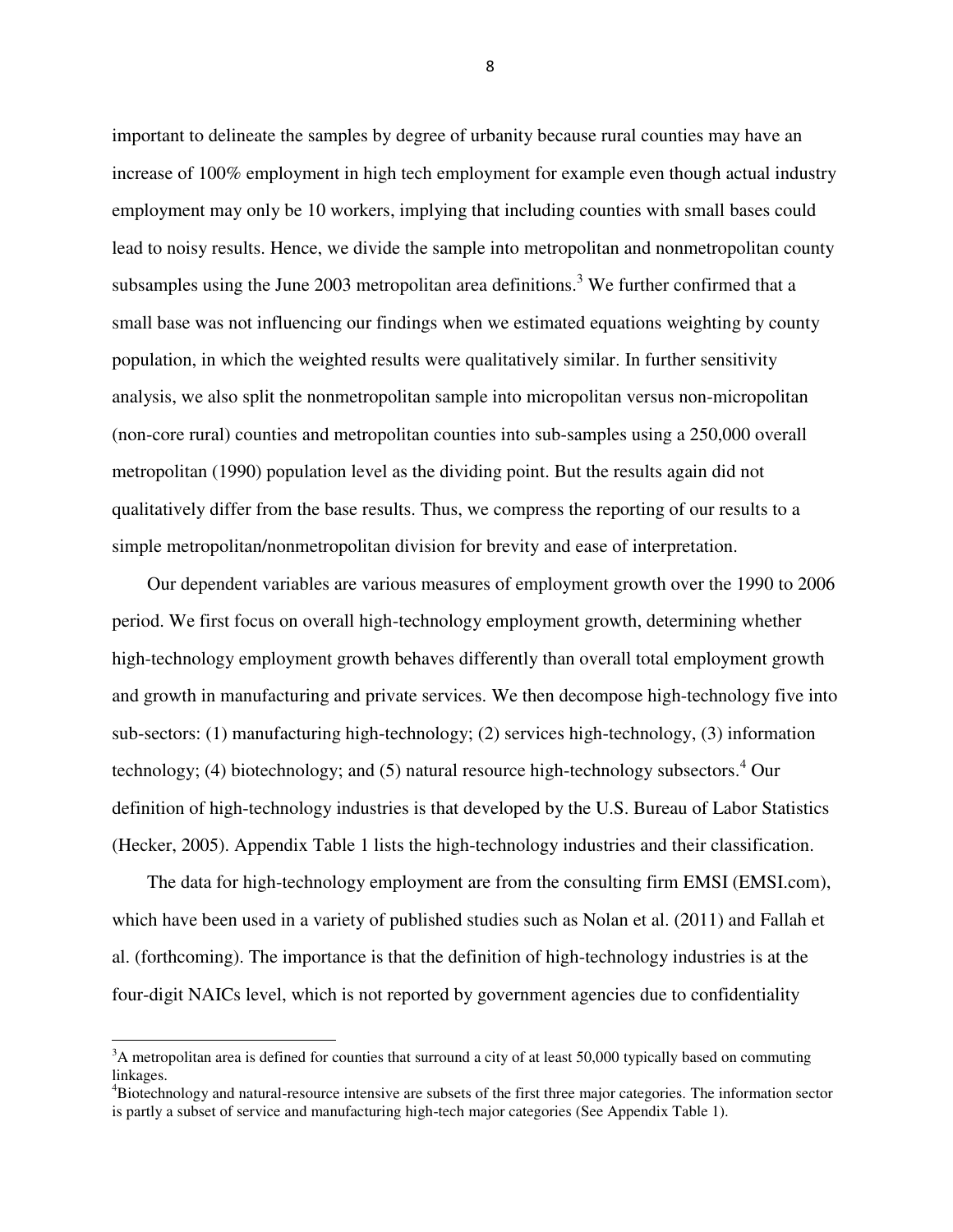important to delineate the samples by degree of urbanity because rural counties may have an increase of 100% employment in high tech employment for example even though actual industry employment may only be 10 workers, implying that including counties with small bases could lead to noisy results. Hence, we divide the sample into metropolitan and nonmetropolitan county subsamples using the June 2003 metropolitan area definitions.[3] We further confirmed that a small base was not influencing our findings when we estimated equations weighting by county population, in which the weighted results were qualitatively similar. In further sensitivity analysis, we also split the nonmetropolitan sample into micropolitan versus non-micropolitan (non-core rural) counties and metropolitan counties into sub-samples using a 250,000 overall metropolitan (1990) population level as the dividing point. But the results again did not qualitatively differ from the base results. Thus, we compress the reporting of our results to a simple metropolitan/nonmetropolitan division for brevity and ease of interpretation.

Our dependent variables are various measures of employment growth over the 1990 to 2006 period. We first focus on overall high-technology employment growth, determining whether high-technology employment growth behaves differently than overall total employment growth and growth in manufacturing and private services. We then decompose high-technology five into sub-sectors: (1) manufacturing high-technology; (2) services high-technology, (3) information technology; (4) biotechnology; and (5) natural resource high-technology subsectors.[4] Our definition of high-technology industries is that developed by the U.S. Bureau of Labor Statistics (Hecker, 2005). Appendix Table 1 lists the high-technology industries and their classification.

The data for high-technology employment are from the consulting firm EMSI (EMSI.com), which have been used in a variety of published studies such as Nolan et al. (2011) and Fallah et al. (forthcoming). The importance is that the definition of high-technology industries is at the four-digit NAICs level, which is not reported by government agencies due to confidentiality

---

[3]A metropolitan area is defined for counties that surround a city of at least 50,000 typically based on commuting linkages.

[4]Biotechnology and natural-resource intensive are subsets of the first three major categories. The information sector is partly a subset of service and manufacturing high-tech major categories (See Appendix Table 1).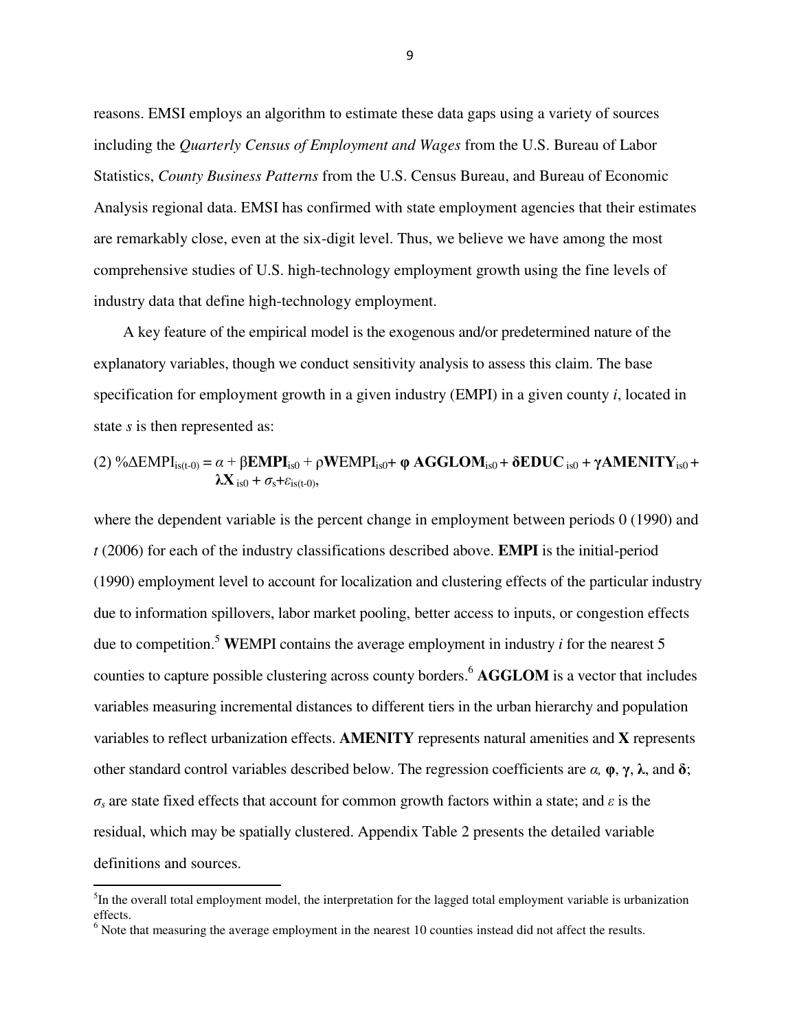reasons. EMSI employs an algorithm to estimate these data gaps using a variety of sources including the *Quarterly Census of Employment and Wages* from the U.S. Bureau of Labor Statistics, *County Business Patterns* from the U.S. Census Bureau, and Bureau of Economic Analysis regional data. EMSI has confirmed with state employment agencies that their estimates are remarkably close, even at the six-digit level. Thus, we believe we have among the most comprehensive studies of U.S. high-technology employment growth using the fine levels of industry data that define high-technology employment.

A key feature of the empirical model is the exogenous and/or predetermined nature of the explanatory variables, though we conduct sensitivity analysis to assess this claim. The base specification for employment growth in a given industry (EMPI) in a given county $i$, located in state $s$ is then represented as:

$$(2)\ \%\Delta \text{EMPI}_{is(t\text{-}0)} = \alpha + \beta \mathbf{EMPI}_{is0} + \rho \mathbf{W}\text{EMPI}_{is0} + \boldsymbol{\varphi}\ \mathbf{AGGLOM}_{is0} + \boldsymbol{\delta}\mathbf{EDUC}_{is0} + \boldsymbol{\gamma}\mathbf{AMENITY}_{is0} + \boldsymbol{\lambda}\mathbf{X}_{is0} + \sigma_s + \varepsilon_{is(t\text{-}0)},$$

where the dependent variable is the percent change in employment between periods 0 (1990) and $t$ (2006) for each of the industry classifications described above. **EMPI** is the initial-period (1990) employment level to account for localization and clustering effects of the particular industry due to information spillovers, labor market pooling, better access to inputs, or congestion effects due to competition.[5] **W**EMPI contains the average employment in industry $i$ for the nearest 5 counties to capture possible clustering across county borders.[6] **AGGLOM** is a vector that includes variables measuring incremental distances to different tiers in the urban hierarchy and population variables to reflect urbanization effects. **AMENITY** represents natural amenities and **X** represents other standard control variables described below. The regression coefficients are $\alpha$, $\boldsymbol{\varphi}$, $\boldsymbol{\gamma}$, $\boldsymbol{\lambda}$, and $\boldsymbol{\delta}$; $\sigma_s$ are state fixed effects that account for common growth factors within a state; and $\varepsilon$ is the residual, which may be spatially clustered. Appendix Table 2 presents the detailed variable definitions and sources.

[5] In the overall total employment model, the interpretation for the lagged total employment variable is urbanization effects.

[6] Note that measuring the average employment in the nearest 10 counties instead did not affect the results.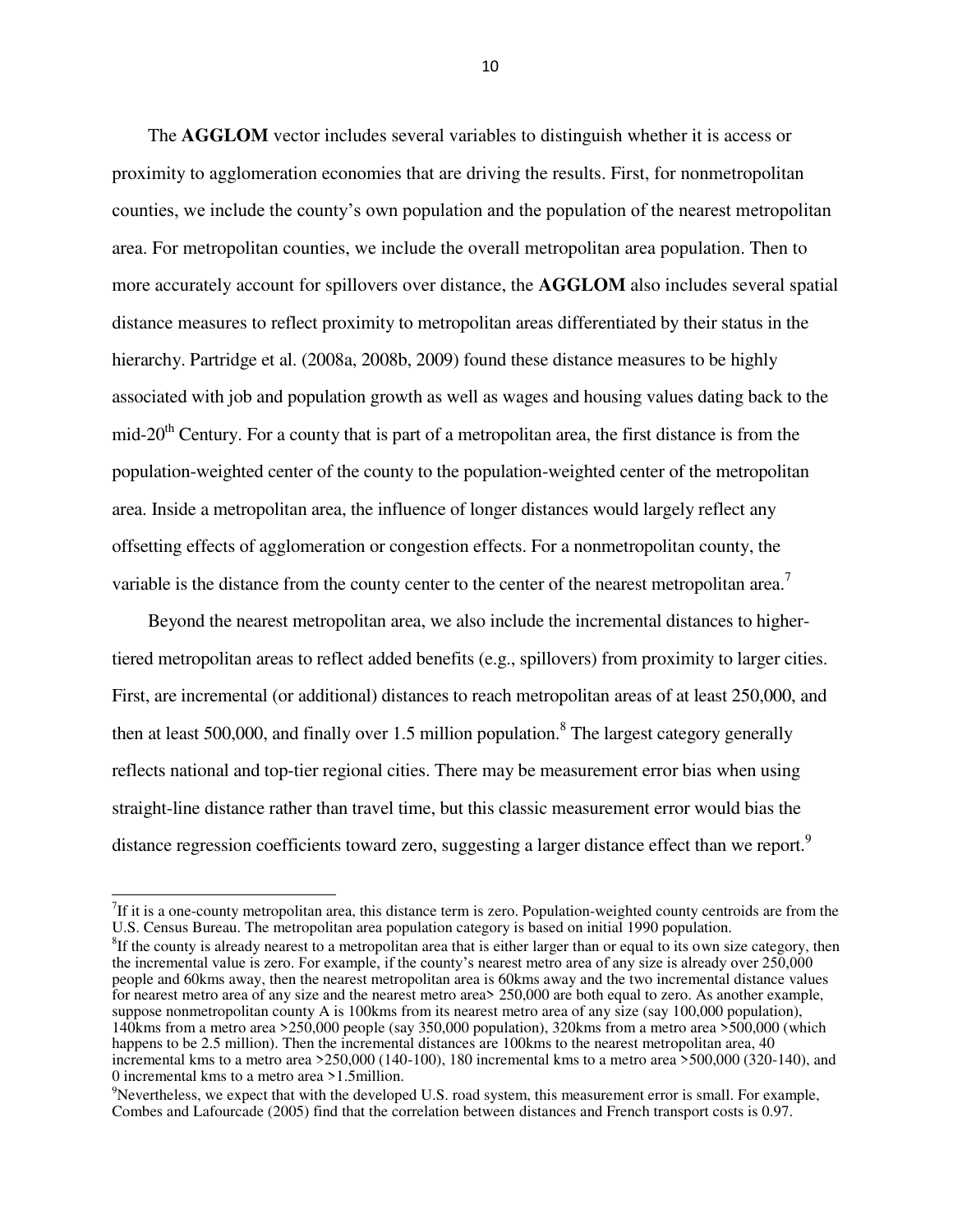The **AGGLOM** vector includes several variables to distinguish whether it is access or proximity to agglomeration economies that are driving the results. First, for nonmetropolitan counties, we include the county's own population and the population of the nearest metropolitan area. For metropolitan counties, we include the overall metropolitan area population. Then to more accurately account for spillovers over distance, the **AGGLOM** also includes several spatial distance measures to reflect proximity to metropolitan areas differentiated by their status in the hierarchy. Partridge et al. (2008a, 2008b, 2009) found these distance measures to be highly associated with job and population growth as well as wages and housing values dating back to the mid-20th Century. For a county that is part of a metropolitan area, the first distance is from the population-weighted center of the county to the population-weighted center of the metropolitan area. Inside a metropolitan area, the influence of longer distances would largely reflect any offsetting effects of agglomeration or congestion effects. For a nonmetropolitan county, the variable is the distance from the county center to the center of the nearest metropolitan area.[7]

Beyond the nearest metropolitan area, we also include the incremental distances to higher-tiered metropolitan areas to reflect added benefits (e.g., spillovers) from proximity to larger cities. First, are incremental (or additional) distances to reach metropolitan areas of at least 250,000, and then at least 500,000, and finally over 1.5 million population.[8] The largest category generally reflects national and top-tier regional cities. There may be measurement error bias when using straight-line distance rather than travel time, but this classic measurement error would bias the distance regression coefficients toward zero, suggesting a larger distance effect than we report.[9]

---

[7]If it is a one-county metropolitan area, this distance term is zero. Population-weighted county centroids are from the U.S. Census Bureau. The metropolitan area population category is based on initial 1990 population.

[8]If the county is already nearest to a metropolitan area that is either larger than or equal to its own size category, then the incremental value is zero. For example, if the county's nearest metro area of any size is already over 250,000 people and 60kms away, then the nearest metropolitan area is 60kms away and the two incremental distance values for nearest metro area of any size and the nearest metro area> 250,000 are both equal to zero. As another example, suppose nonmetropolitan county A is 100kms from its nearest metro area of any size (say 100,000 population), 140kms from a metro area >250,000 people (say 350,000 population), 320kms from a metro area >500,000 (which happens to be 2.5 million). Then the incremental distances are 100kms to the nearest metropolitan area, 40 incremental kms to a metro area >250,000 (140-100), 180 incremental kms to a metro area >500,000 (320-140), and 0 incremental kms to a metro area >1.5million.

[9]Nevertheless, we expect that with the developed U.S. road system, this measurement error is small. For example, Combes and Lafourcade (2005) find that the correlation between distances and French transport costs is 0.97.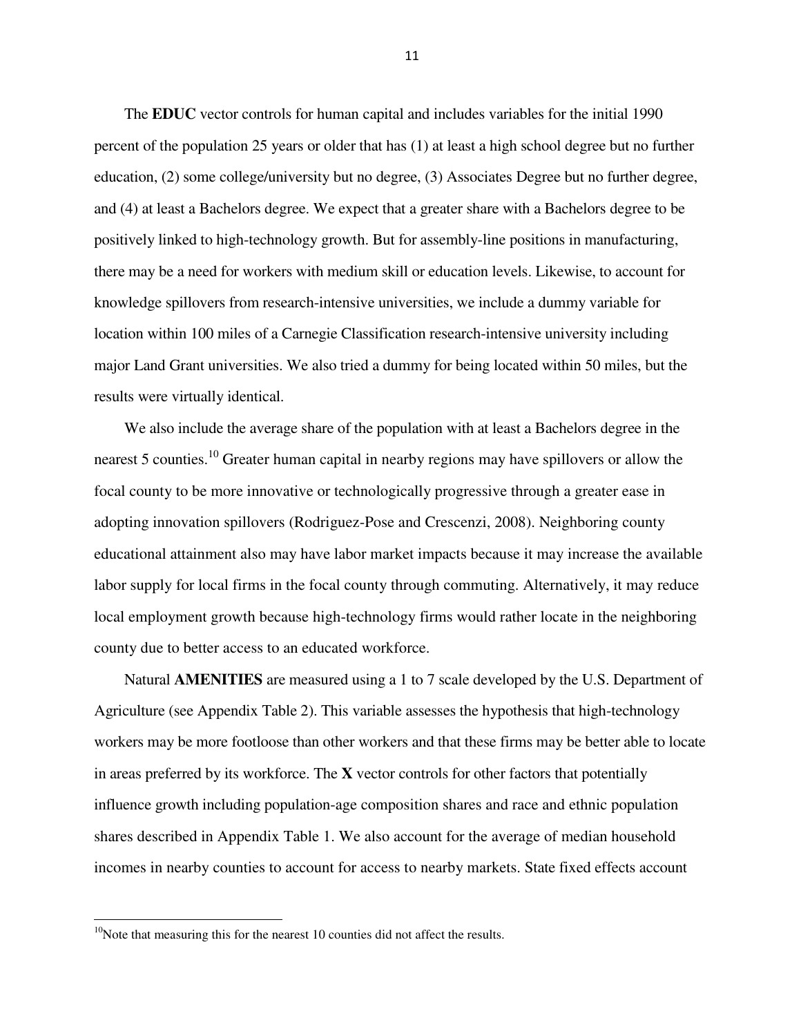The **EDUC** vector controls for human capital and includes variables for the initial 1990 percent of the population 25 years or older that has (1) at least a high school degree but no further education, (2) some college/university but no degree, (3) Associates Degree but no further degree, and (4) at least a Bachelors degree. We expect that a greater share with a Bachelors degree to be positively linked to high-technology growth. But for assembly-line positions in manufacturing, there may be a need for workers with medium skill or education levels. Likewise, to account for knowledge spillovers from research-intensive universities, we include a dummy variable for location within 100 miles of a Carnegie Classification research-intensive university including major Land Grant universities. We also tried a dummy for being located within 50 miles, but the results were virtually identical.

We also include the average share of the population with at least a Bachelors degree in the nearest 5 counties.[10] Greater human capital in nearby regions may have spillovers or allow the focal county to be more innovative or technologically progressive through a greater ease in adopting innovation spillovers (Rodriguez-Pose and Crescenzi, 2008). Neighboring county educational attainment also may have labor market impacts because it may increase the available labor supply for local firms in the focal county through commuting. Alternatively, it may reduce local employment growth because high-technology firms would rather locate in the neighboring county due to better access to an educated workforce.

Natural **AMENITIES** are measured using a 1 to 7 scale developed by the U.S. Department of Agriculture (see Appendix Table 2). This variable assesses the hypothesis that high-technology workers may be more footloose than other workers and that these firms may be better able to locate in areas preferred by its workforce. The **X** vector controls for other factors that potentially influence growth including population-age composition shares and race and ethnic population shares described in Appendix Table 1. We also account for the average of median household incomes in nearby counties to account for access to nearby markets. State fixed effects account

[10]Note that measuring this for the nearest 10 counties did not affect the results.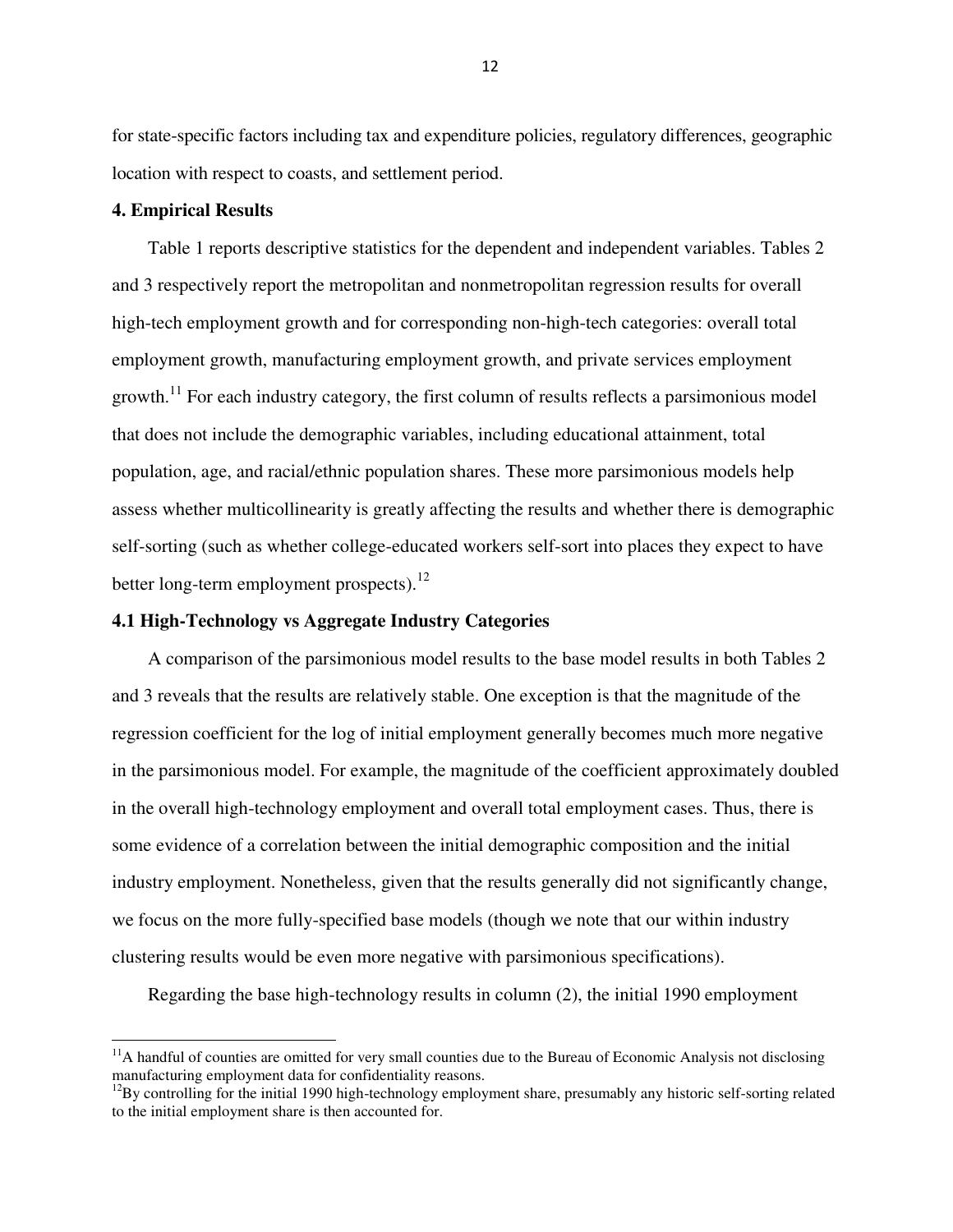for state-specific factors including tax and expenditure policies, regulatory differences, geographic location with respect to coasts, and settlement period.

## 4. Empirical Results

Table 1 reports descriptive statistics for the dependent and independent variables. Tables 2 and 3 respectively report the metropolitan and nonmetropolitan regression results for overall high-tech employment growth and for corresponding non-high-tech categories: overall total employment growth, manufacturing employment growth, and private services employment growth.[11] For each industry category, the first column of results reflects a parsimonious model that does not include the demographic variables, including educational attainment, total population, age, and racial/ethnic population shares. These more parsimonious models help assess whether multicollinearity is greatly affecting the results and whether there is demographic self-sorting (such as whether college-educated workers self-sort into places they expect to have better long-term employment prospects).[12]

### 4.1 High-Technology vs Aggregate Industry Categories

A comparison of the parsimonious model results to the base model results in both Tables 2 and 3 reveals that the results are relatively stable. One exception is that the magnitude of the regression coefficient for the log of initial employment generally becomes much more negative in the parsimonious model. For example, the magnitude of the coefficient approximately doubled in the overall high-technology employment and overall total employment cases. Thus, there is some evidence of a correlation between the initial demographic composition and the initial industry employment. Nonetheless, given that the results generally did not significantly change, we focus on the more fully-specified base models (though we note that our within industry clustering results would be even more negative with parsimonious specifications).

Regarding the base high-technology results in column (2), the initial 1990 employment

---

[11] A handful of counties are omitted for very small counties due to the Bureau of Economic Analysis not disclosing manufacturing employment data for confidentiality reasons.

[12] By controlling for the initial 1990 high-technology employment share, presumably any historic self-sorting related to the initial employment share is then accounted for.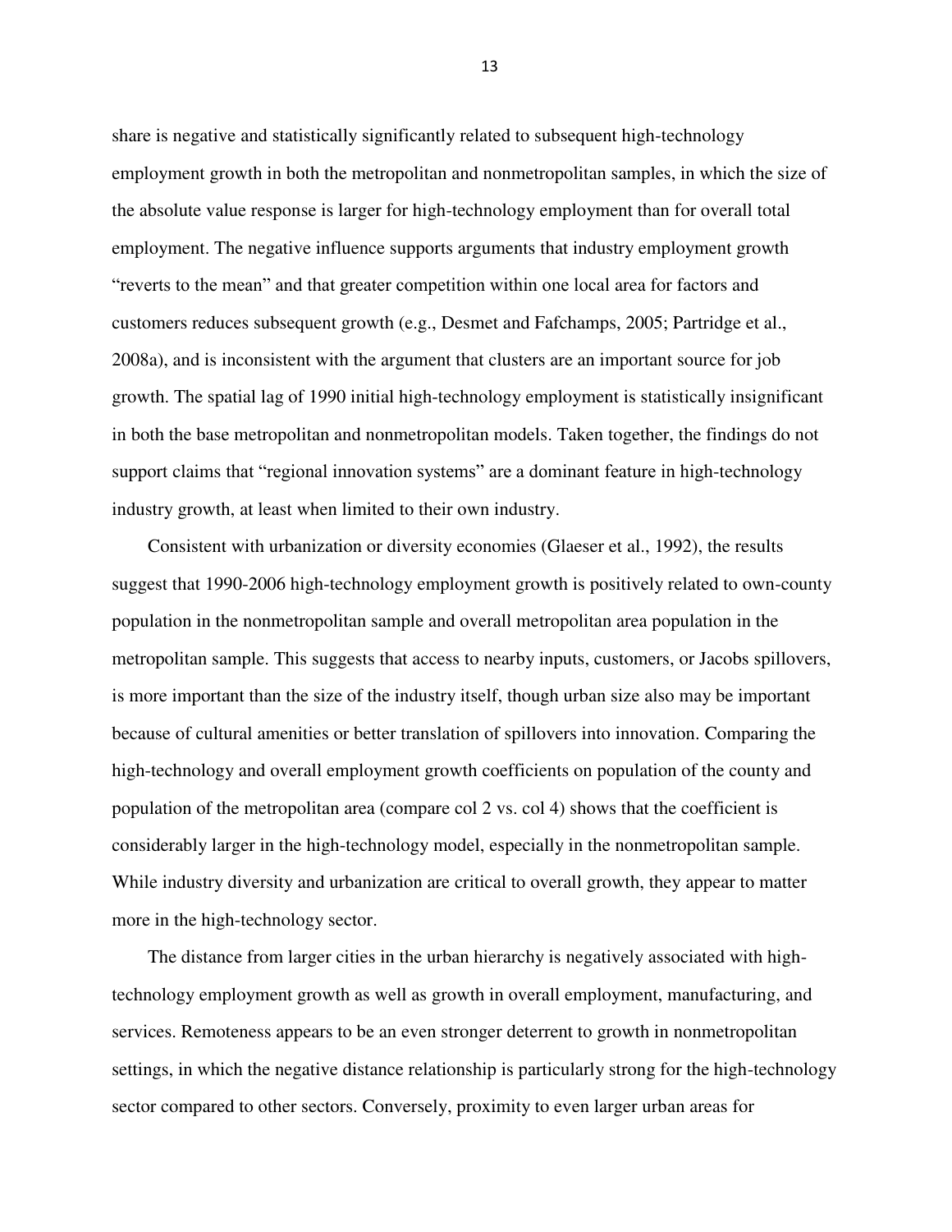share is negative and statistically significantly related to subsequent high-technology employment growth in both the metropolitan and nonmetropolitan samples, in which the size of the absolute value response is larger for high-technology employment than for overall total employment. The negative influence supports arguments that industry employment growth "reverts to the mean" and that greater competition within one local area for factors and customers reduces subsequent growth (e.g., Desmet and Fafchamps, 2005; Partridge et al., 2008a), and is inconsistent with the argument that clusters are an important source for job growth. The spatial lag of 1990 initial high-technology employment is statistically insignificant in both the base metropolitan and nonmetropolitan models. Taken together, the findings do not support claims that "regional innovation systems" are a dominant feature in high-technology industry growth, at least when limited to their own industry.

Consistent with urbanization or diversity economies (Glaeser et al., 1992), the results suggest that 1990-2006 high-technology employment growth is positively related to own-county population in the nonmetropolitan sample and overall metropolitan area population in the metropolitan sample. This suggests that access to nearby inputs, customers, or Jacobs spillovers, is more important than the size of the industry itself, though urban size also may be important because of cultural amenities or better translation of spillovers into innovation. Comparing the high-technology and overall employment growth coefficients on population of the county and population of the metropolitan area (compare col 2 vs. col 4) shows that the coefficient is considerably larger in the high-technology model, especially in the nonmetropolitan sample. While industry diversity and urbanization are critical to overall growth, they appear to matter more in the high-technology sector.

The distance from larger cities in the urban hierarchy is negatively associated with high-technology employment growth as well as growth in overall employment, manufacturing, and services. Remoteness appears to be an even stronger deterrent to growth in nonmetropolitan settings, in which the negative distance relationship is particularly strong for the high-technology sector compared to other sectors. Conversely, proximity to even larger urban areas for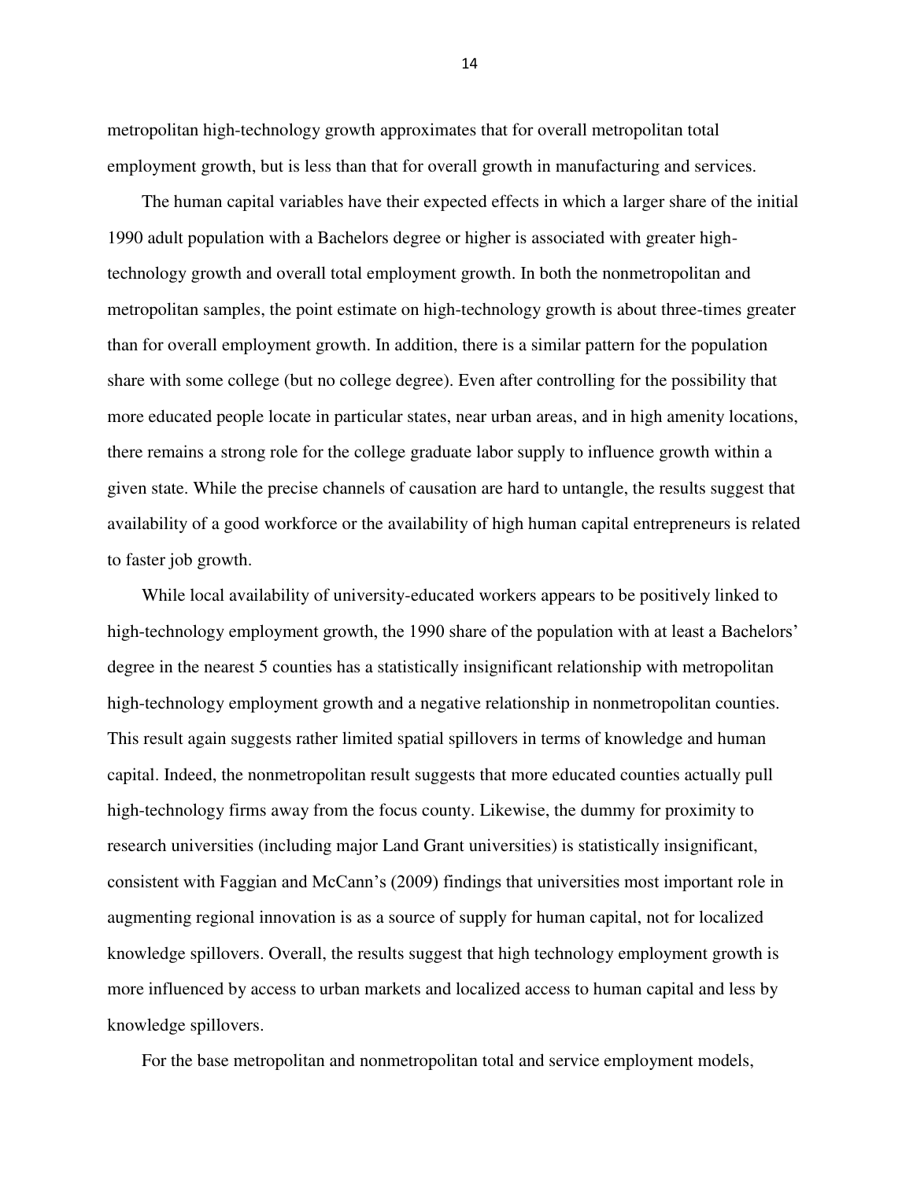metropolitan high-technology growth approximates that for overall metropolitan total employment growth, but is less than that for overall growth in manufacturing and services.

The human capital variables have their expected effects in which a larger share of the initial 1990 adult population with a Bachelors degree or higher is associated with greater high-technology growth and overall total employment growth. In both the nonmetropolitan and metropolitan samples, the point estimate on high-technology growth is about three-times greater than for overall employment growth. In addition, there is a similar pattern for the population share with some college (but no college degree). Even after controlling for the possibility that more educated people locate in particular states, near urban areas, and in high amenity locations, there remains a strong role for the college graduate labor supply to influence growth within a given state. While the precise channels of causation are hard to untangle, the results suggest that availability of a good workforce or the availability of high human capital entrepreneurs is related to faster job growth.

While local availability of university-educated workers appears to be positively linked to high-technology employment growth, the 1990 share of the population with at least a Bachelors' degree in the nearest 5 counties has a statistically insignificant relationship with metropolitan high-technology employment growth and a negative relationship in nonmetropolitan counties. This result again suggests rather limited spatial spillovers in terms of knowledge and human capital. Indeed, the nonmetropolitan result suggests that more educated counties actually pull high-technology firms away from the focus county. Likewise, the dummy for proximity to research universities (including major Land Grant universities) is statistically insignificant, consistent with Faggian and McCann's (2009) findings that universities most important role in augmenting regional innovation is as a source of supply for human capital, not for localized knowledge spillovers. Overall, the results suggest that high technology employment growth is more influenced by access to urban markets and localized access to human capital and less by knowledge spillovers.

For the base metropolitan and nonmetropolitan total and service employment models,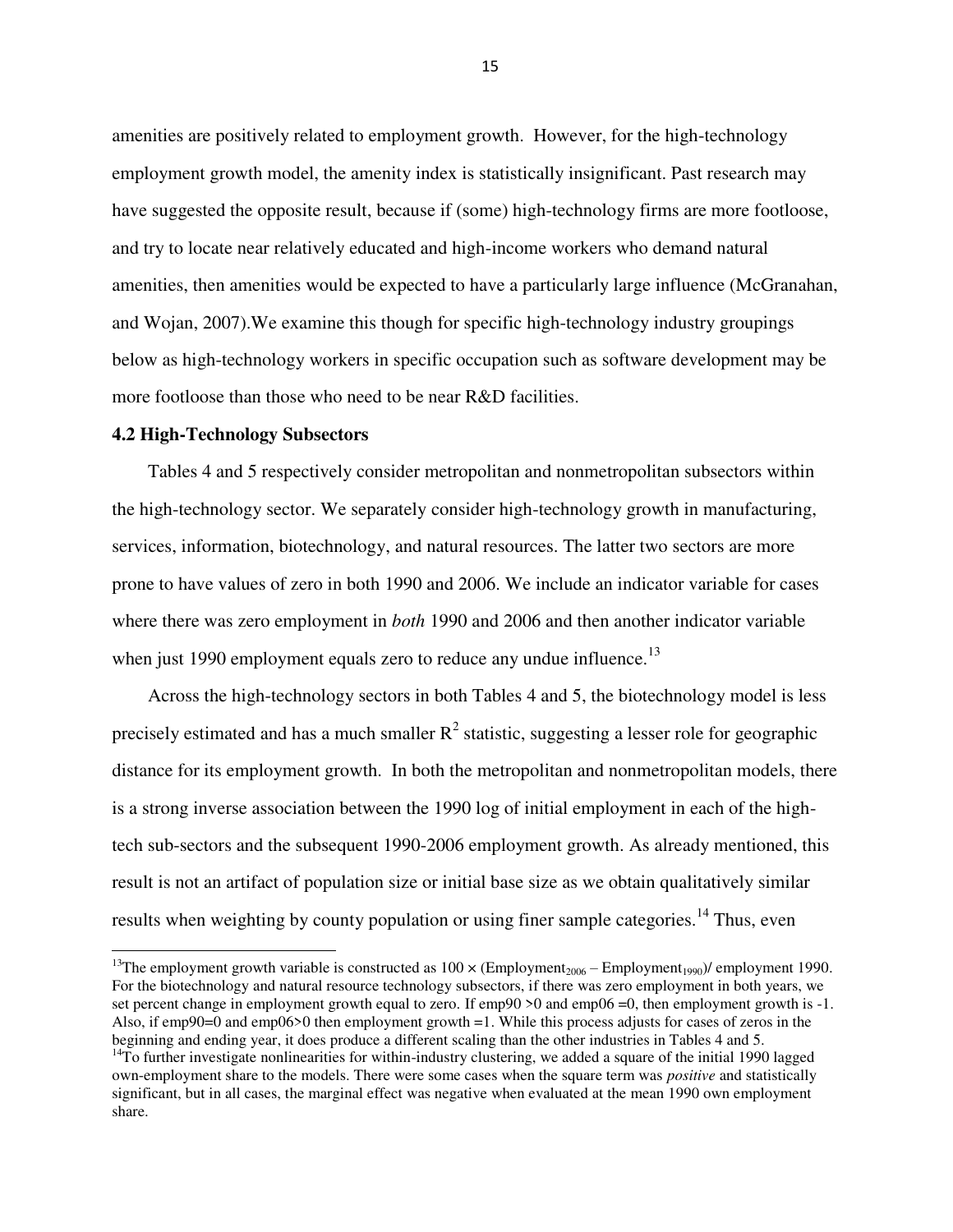amenities are positively related to employment growth. However, for the high-technology employment growth model, the amenity index is statistically insignificant. Past research may have suggested the opposite result, because if (some) high-technology firms are more footloose, and try to locate near relatively educated and high-income workers who demand natural amenities, then amenities would be expected to have a particularly large influence (McGranahan, and Wojan, 2007).We examine this though for specific high-technology industry groupings below as high-technology workers in specific occupation such as software development may be more footloose than those who need to be near R&D facilities.

**4.2 High-Technology Subsectors**

Tables 4 and 5 respectively consider metropolitan and nonmetropolitan subsectors within the high-technology sector. We separately consider high-technology growth in manufacturing, services, information, biotechnology, and natural resources. The latter two sectors are more prone to have values of zero in both 1990 and 2006. We include an indicator variable for cases where there was zero employment in *both* 1990 and 2006 and then another indicator variable when just 1990 employment equals zero to reduce any undue influence.[13]

Across the high-technology sectors in both Tables 4 and 5, the biotechnology model is less precisely estimated and has a much smaller $R^2$ statistic, suggesting a lesser role for geographic distance for its employment growth. In both the metropolitan and nonmetropolitan models, there is a strong inverse association between the 1990 log of initial employment in each of the high-tech sub-sectors and the subsequent 1990-2006 employment growth. As already mentioned, this result is not an artifact of population size or initial base size as we obtain qualitatively similar results when weighting by county population or using finer sample categories.[14] Thus, even

---

[13] The employment growth variable is constructed as $100 \times (\text{Employment}_{2006} - \text{Employment}_{1990})$/ employment 1990. For the biotechnology and natural resource technology subsectors, if there was zero employment in both years, we set percent change in employment growth equal to zero. If emp90 >0 and emp06 =0, then employment growth is -1. Also, if emp90=0 and emp06>0 then employment growth =1. While this process adjusts for cases of zeros in the beginning and ending year, it does produce a different scaling than the other industries in Tables 4 and 5.

[14] To further investigate nonlinearities for within-industry clustering, we added a square of the initial 1990 lagged own-employment share to the models. There were some cases when the square term was *positive* and statistically significant, but in all cases, the marginal effect was negative when evaluated at the mean 1990 own employment share.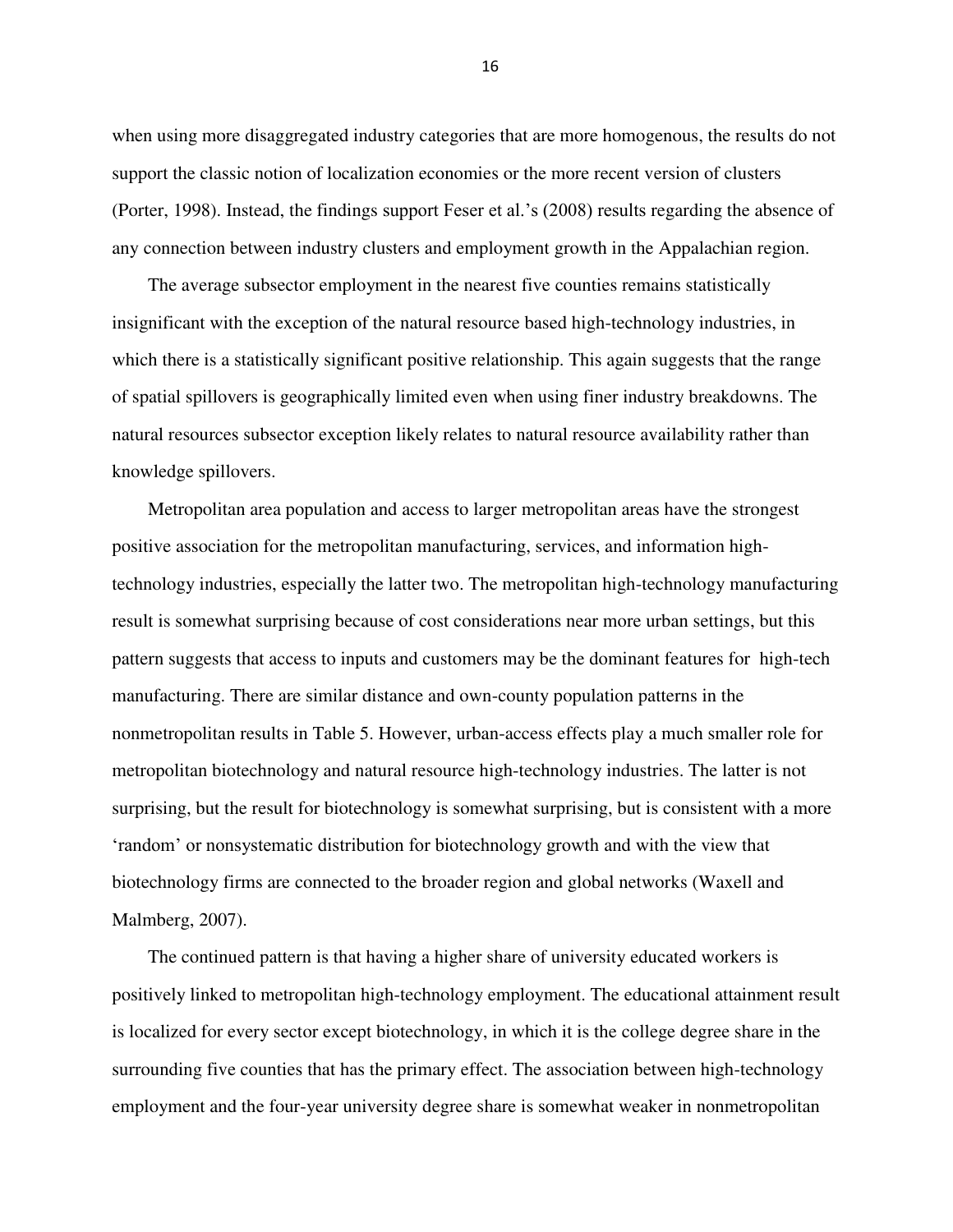when using more disaggregated industry categories that are more homogenous, the results do not support the classic notion of localization economies or the more recent version of clusters (Porter, 1998). Instead, the findings support Feser et al.'s (2008) results regarding the absence of any connection between industry clusters and employment growth in the Appalachian region.

The average subsector employment in the nearest five counties remains statistically insignificant with the exception of the natural resource based high-technology industries, in which there is a statistically significant positive relationship. This again suggests that the range of spatial spillovers is geographically limited even when using finer industry breakdowns. The natural resources subsector exception likely relates to natural resource availability rather than knowledge spillovers.

Metropolitan area population and access to larger metropolitan areas have the strongest positive association for the metropolitan manufacturing, services, and information high-technology industries, especially the latter two. The metropolitan high-technology manufacturing result is somewhat surprising because of cost considerations near more urban settings, but this pattern suggests that access to inputs and customers may be the dominant features for high-tech manufacturing. There are similar distance and own-county population patterns in the nonmetropolitan results in Table 5. However, urban-access effects play a much smaller role for metropolitan biotechnology and natural resource high-technology industries. The latter is not surprising, but the result for biotechnology is somewhat surprising, but is consistent with a more 'random' or nonsystematic distribution for biotechnology growth and with the view that biotechnology firms are connected to the broader region and global networks (Waxell and Malmberg, 2007).

The continued pattern is that having a higher share of university educated workers is positively linked to metropolitan high-technology employment. The educational attainment result is localized for every sector except biotechnology, in which it is the college degree share in the surrounding five counties that has the primary effect. The association between high-technology employment and the four-year university degree share is somewhat weaker in nonmetropolitan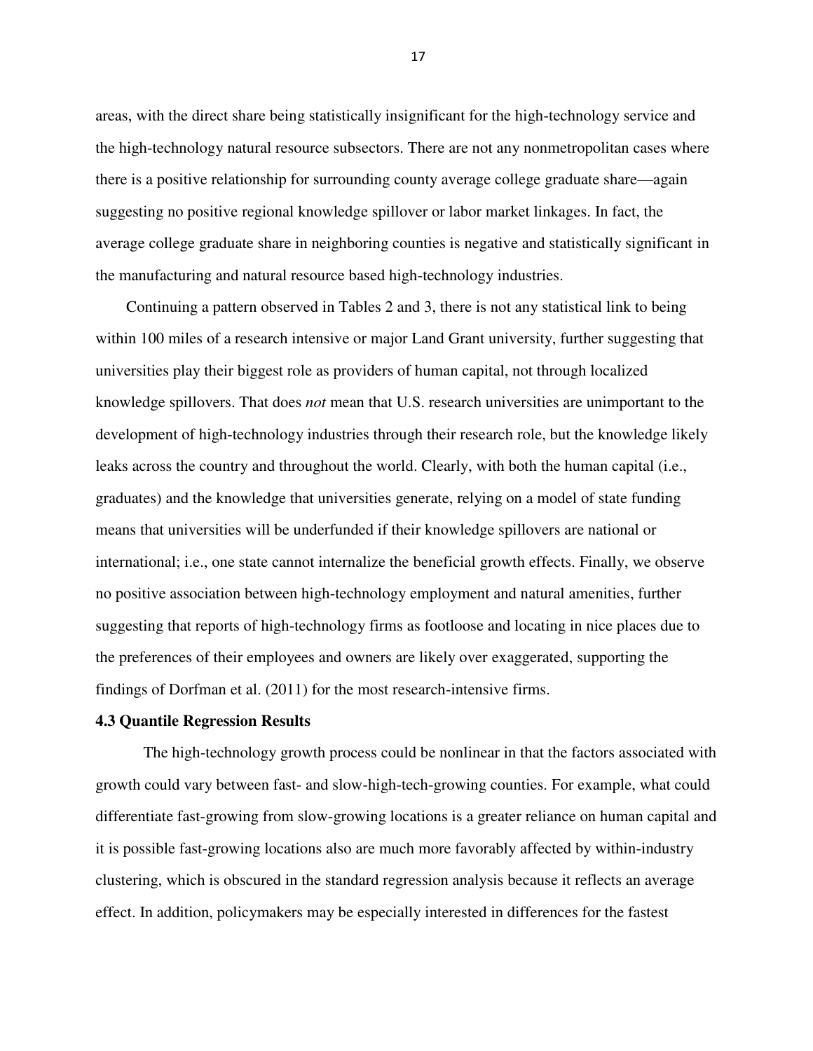areas, with the direct share being statistically insignificant for the high-technology service and the high-technology natural resource subsectors. There are not any nonmetropolitan cases where there is a positive relationship for surrounding county average college graduate share—again suggesting no positive regional knowledge spillover or labor market linkages. In fact, the average college graduate share in neighboring counties is negative and statistically significant in the manufacturing and natural resource based high-technology industries.

Continuing a pattern observed in Tables 2 and 3, there is not any statistical link to being within 100 miles of a research intensive or major Land Grant university, further suggesting that universities play their biggest role as providers of human capital, not through localized knowledge spillovers. That does *not* mean that U.S. research universities are unimportant to the development of high-technology industries through their research role, but the knowledge likely leaks across the country and throughout the world. Clearly, with both the human capital (i.e., graduates) and the knowledge that universities generate, relying on a model of state funding means that universities will be underfunded if their knowledge spillovers are national or international; i.e., one state cannot internalize the beneficial growth effects. Finally, we observe no positive association between high-technology employment and natural amenities, further suggesting that reports of high-technology firms as footloose and locating in nice places due to the preferences of their employees and owners are likely over exaggerated, supporting the findings of Dorfman et al. (2011) for the most research-intensive firms.

### 4.3 Quantile Regression Results

The high-technology growth process could be nonlinear in that the factors associated with growth could vary between fast- and slow-high-tech-growing counties. For example, what could differentiate fast-growing from slow-growing locations is a greater reliance on human capital and it is possible fast-growing locations also are much more favorably affected by within-industry clustering, which is obscured in the standard regression analysis because it reflects an average effect. In addition, policymakers may be especially interested in differences for the fastest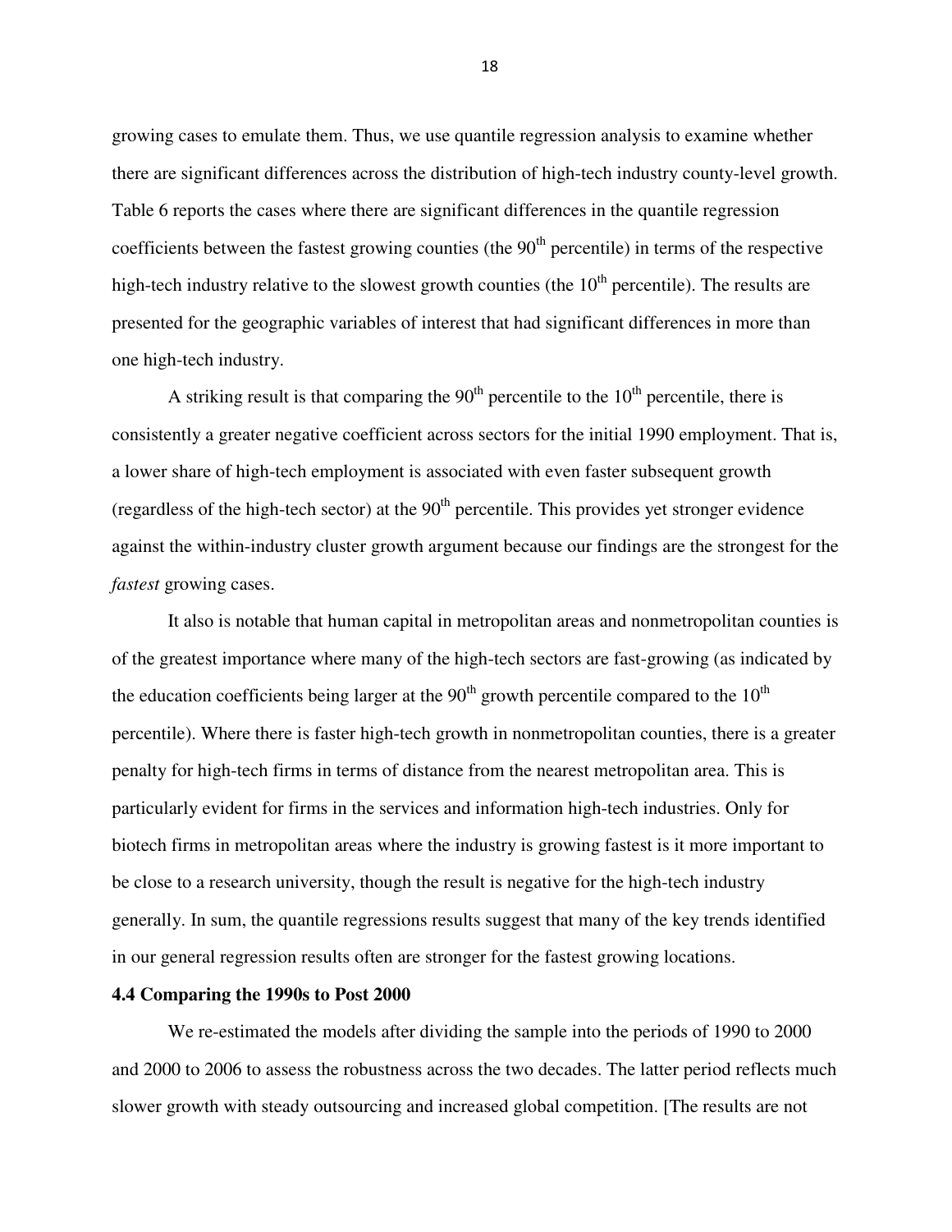growing cases to emulate them. Thus, we use quantile regression analysis to examine whether there are significant differences across the distribution of high-tech industry county-level growth. Table 6 reports the cases where there are significant differences in the quantile regression coefficients between the fastest growing counties (the $90^{th}$ percentile) in terms of the respective high-tech industry relative to the slowest growth counties (the $10^{th}$ percentile). The results are presented for the geographic variables of interest that had significant differences in more than one high-tech industry.

A striking result is that comparing the $90^{th}$ percentile to the $10^{th}$ percentile, there is consistently a greater negative coefficient across sectors for the initial 1990 employment. That is, a lower share of high-tech employment is associated with even faster subsequent growth (regardless of the high-tech sector) at the $90^{th}$ percentile. This provides yet stronger evidence against the within-industry cluster growth argument because our findings are the strongest for the *fastest* growing cases.

It also is notable that human capital in metropolitan areas and nonmetropolitan counties is of the greatest importance where many of the high-tech sectors are fast-growing (as indicated by the education coefficients being larger at the $90^{th}$ growth percentile compared to the $10^{th}$ percentile). Where there is faster high-tech growth in nonmetropolitan counties, there is a greater penalty for high-tech firms in terms of distance from the nearest metropolitan area. This is particularly evident for firms in the services and information high-tech industries. Only for biotech firms in metropolitan areas where the industry is growing fastest is it more important to be close to a research university, though the result is negative for the high-tech industry generally. In sum, the quantile regressions results suggest that many of the key trends identified in our general regression results often are stronger for the fastest growing locations.

**4.4 Comparing the 1990s to Post 2000**

We re-estimated the models after dividing the sample into the periods of 1990 to 2000 and 2000 to 2006 to assess the robustness across the two decades. The latter period reflects much slower growth with steady outsourcing and increased global competition. [The results are not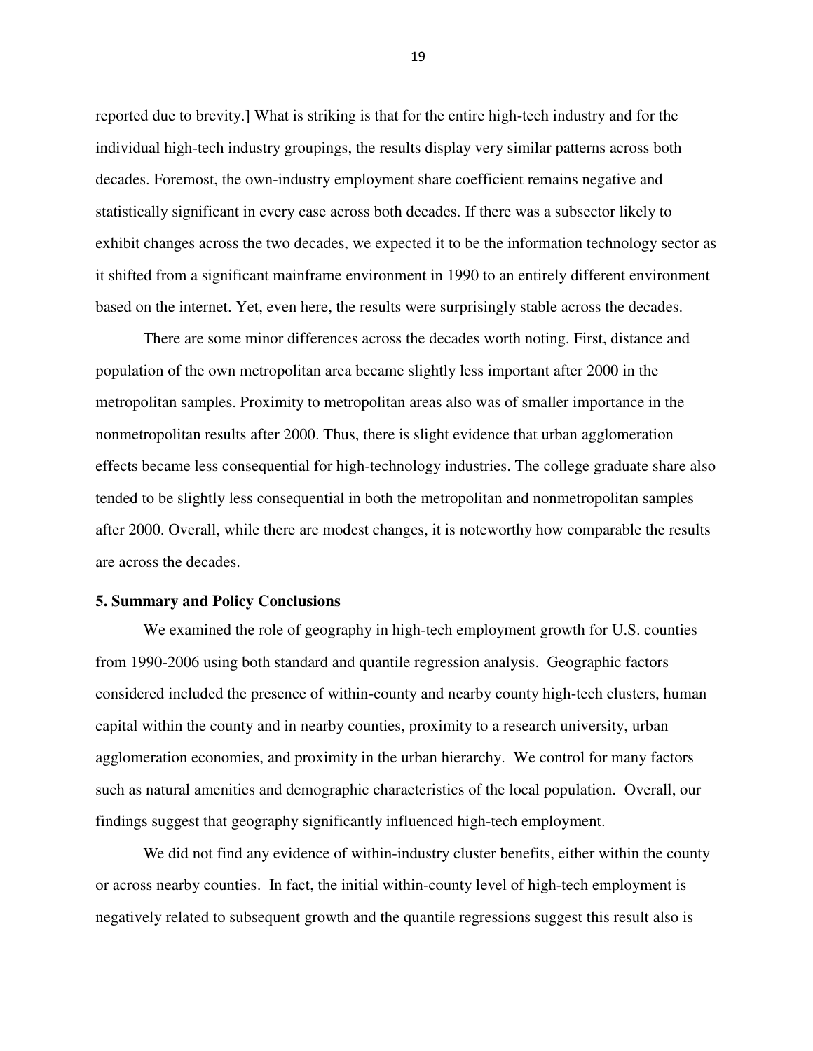reported due to brevity.] What is striking is that for the entire high-tech industry and for the individual high-tech industry groupings, the results display very similar patterns across both decades. Foremost, the own-industry employment share coefficient remains negative and statistically significant in every case across both decades. If there was a subsector likely to exhibit changes across the two decades, we expected it to be the information technology sector as it shifted from a significant mainframe environment in 1990 to an entirely different environment based on the internet. Yet, even here, the results were surprisingly stable across the decades.

There are some minor differences across the decades worth noting. First, distance and population of the own metropolitan area became slightly less important after 2000 in the metropolitan samples. Proximity to metropolitan areas also was of smaller importance in the nonmetropolitan results after 2000. Thus, there is slight evidence that urban agglomeration effects became less consequential for high-technology industries. The college graduate share also tended to be slightly less consequential in both the metropolitan and nonmetropolitan samples after 2000. Overall, while there are modest changes, it is noteworthy how comparable the results are across the decades.

## 5. Summary and Policy Conclusions

We examined the role of geography in high-tech employment growth for U.S. counties from 1990-2006 using both standard and quantile regression analysis. Geographic factors considered included the presence of within-county and nearby county high-tech clusters, human capital within the county and in nearby counties, proximity to a research university, urban agglomeration economies, and proximity in the urban hierarchy. We control for many factors such as natural amenities and demographic characteristics of the local population. Overall, our findings suggest that geography significantly influenced high-tech employment.

We did not find any evidence of within-industry cluster benefits, either within the county or across nearby counties. In fact, the initial within-county level of high-tech employment is negatively related to subsequent growth and the quantile regressions suggest this result also is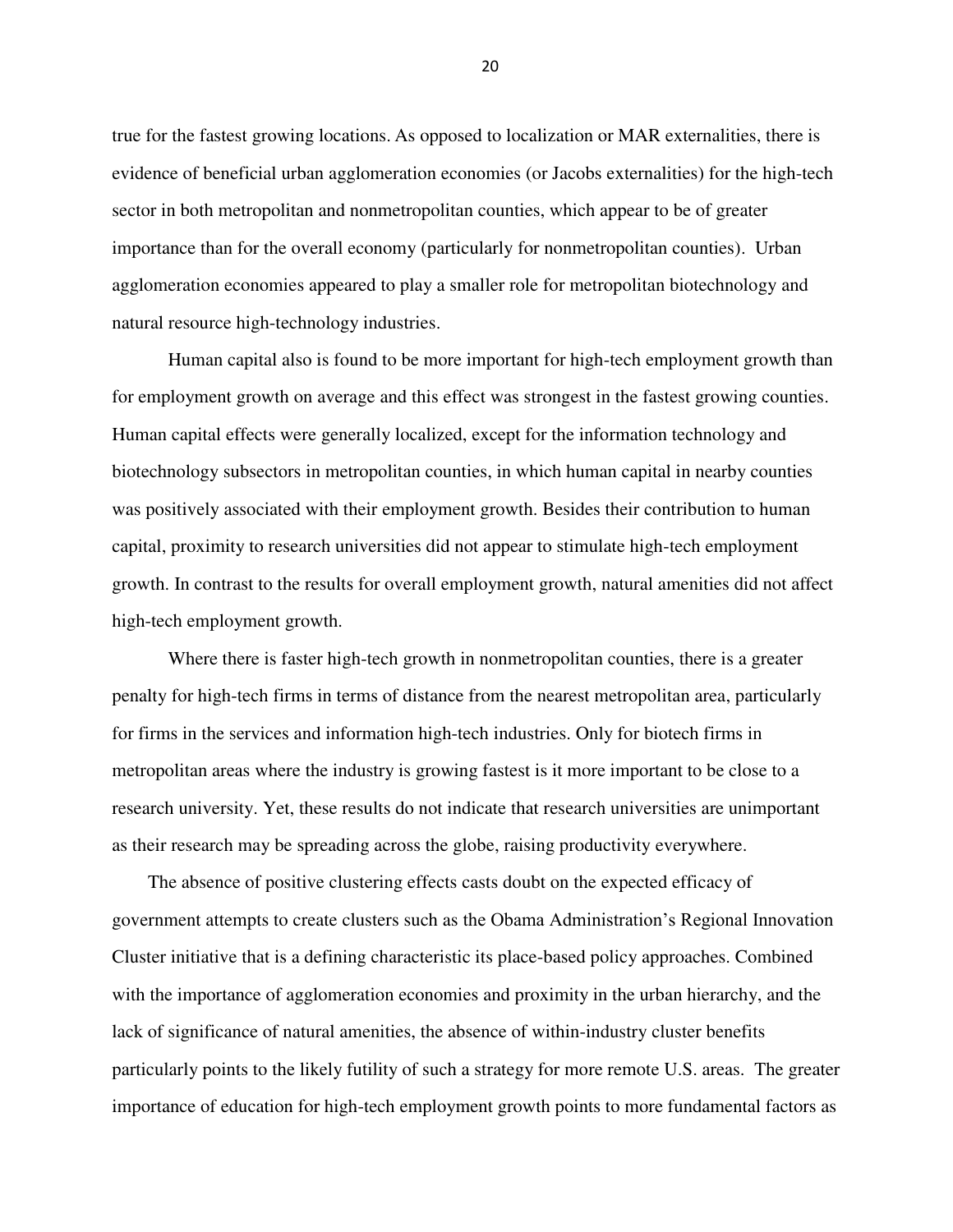true for the fastest growing locations. As opposed to localization or MAR externalities, there is evidence of beneficial urban agglomeration economies (or Jacobs externalities) for the high-tech sector in both metropolitan and nonmetropolitan counties, which appear to be of greater importance than for the overall economy (particularly for nonmetropolitan counties). Urban agglomeration economies appeared to play a smaller role for metropolitan biotechnology and natural resource high-technology industries.

Human capital also is found to be more important for high-tech employment growth than for employment growth on average and this effect was strongest in the fastest growing counties. Human capital effects were generally localized, except for the information technology and biotechnology subsectors in metropolitan counties, in which human capital in nearby counties was positively associated with their employment growth. Besides their contribution to human capital, proximity to research universities did not appear to stimulate high-tech employment growth. In contrast to the results for overall employment growth, natural amenities did not affect high-tech employment growth.

Where there is faster high-tech growth in nonmetropolitan counties, there is a greater penalty for high-tech firms in terms of distance from the nearest metropolitan area, particularly for firms in the services and information high-tech industries. Only for biotech firms in metropolitan areas where the industry is growing fastest is it more important to be close to a research university. Yet, these results do not indicate that research universities are unimportant as their research may be spreading across the globe, raising productivity everywhere.

The absence of positive clustering effects casts doubt on the expected efficacy of government attempts to create clusters such as the Obama Administration's Regional Innovation Cluster initiative that is a defining characteristic its place-based policy approaches. Combined with the importance of agglomeration economies and proximity in the urban hierarchy, and the lack of significance of natural amenities, the absence of within-industry cluster benefits particularly points to the likely futility of such a strategy for more remote U.S. areas. The greater importance of education for high-tech employment growth points to more fundamental factors as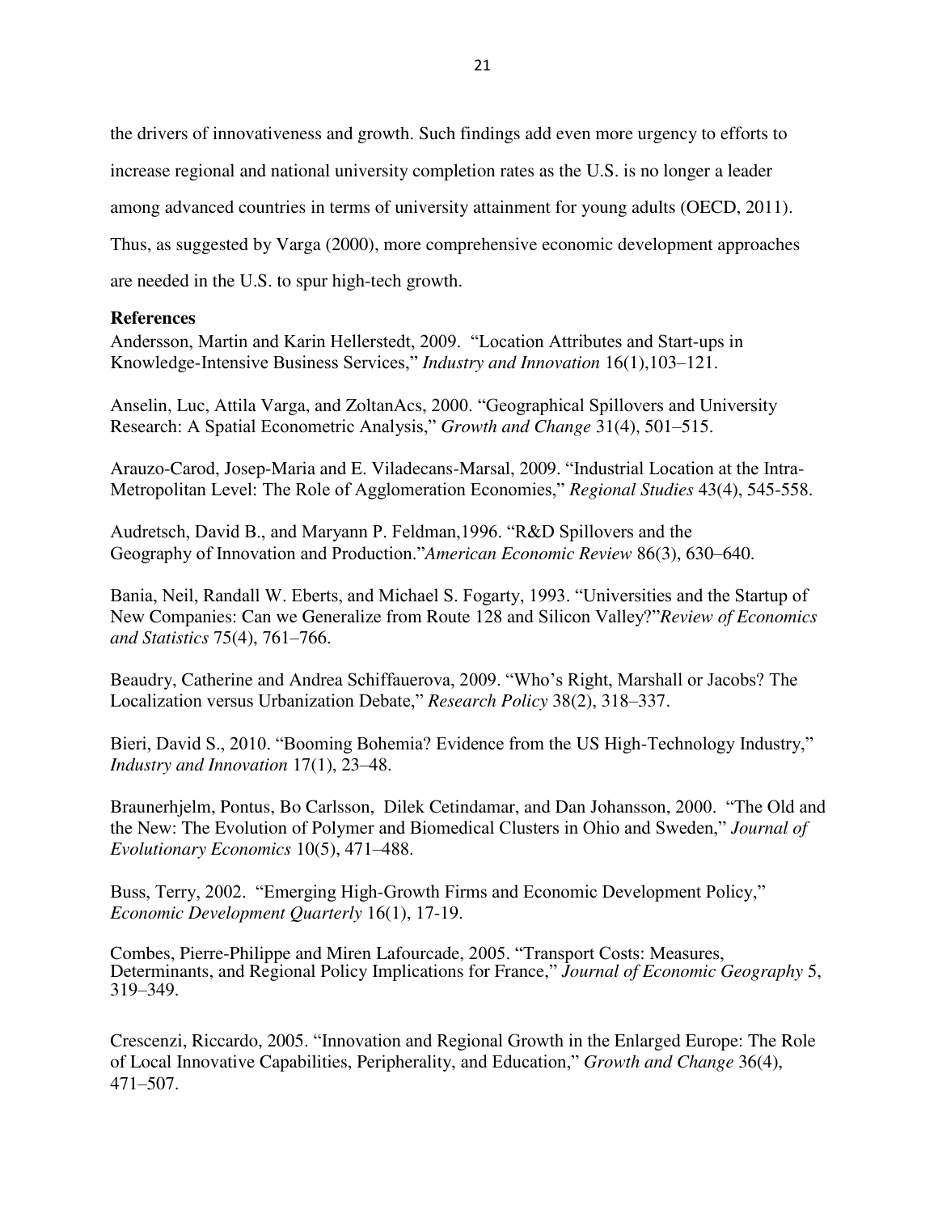the drivers of innovativeness and growth. Such findings add even more urgency to efforts to increase regional and national university completion rates as the U.S. is no longer a leader among advanced countries in terms of university attainment for young adults (OECD, 2011). Thus, as suggested by Varga (2000), more comprehensive economic development approaches are needed in the U.S. to spur high-tech growth.

**References**

Andersson, Martin and Karin Hellerstedt, 2009. "Location Attributes and Start-ups in Knowledge-Intensive Business Services," *Industry and Innovation* 16(1),103–121.

Anselin, Luc, Attila Varga, and ZoltanAcs, 2000. "Geographical Spillovers and University Research: A Spatial Econometric Analysis," *Growth and Change* 31(4), 501–515.

Arauzo-Carod, Josep-Maria and E. Viladecans-Marsal, 2009. "Industrial Location at the Intra-Metropolitan Level: The Role of Agglomeration Economies," *Regional Studies* 43(4), 545-558.

Audretsch, David B., and Maryann P. Feldman,1996. "R&D Spillovers and the Geography of Innovation and Production."*American Economic Review* 86(3), 630–640.

Bania, Neil, Randall W. Eberts, and Michael S. Fogarty, 1993. "Universities and the Startup of New Companies: Can we Generalize from Route 128 and Silicon Valley?"*Review of Economics and Statistics* 75(4), 761–766.

Beaudry, Catherine and Andrea Schiffauerova, 2009. "Who's Right, Marshall or Jacobs? The Localization versus Urbanization Debate," *Research Policy* 38(2), 318–337.

Bieri, David S., 2010. "Booming Bohemia? Evidence from the US High-Technology Industry," *Industry and Innovation* 17(1), 23–48.

Braunerhjelm, Pontus, Bo Carlsson, Dilek Cetindamar, and Dan Johansson, 2000. "The Old and the New: The Evolution of Polymer and Biomedical Clusters in Ohio and Sweden," *Journal of Evolutionary Economics* 10(5), 471–488.

Buss, Terry, 2002. "Emerging High-Growth Firms and Economic Development Policy," *Economic Development Quarterly* 16(1), 17-19.

Combes, Pierre-Philippe and Miren Lafourcade, 2005. "Transport Costs: Measures, Determinants, and Regional Policy Implications for France," *Journal of Economic Geography* 5, 319–349.

Crescenzi, Riccardo, 2005. "Innovation and Regional Growth in the Enlarged Europe: The Role of Local Innovative Capabilities, Peripherality, and Education," *Growth and Change* 36(4), 471–507.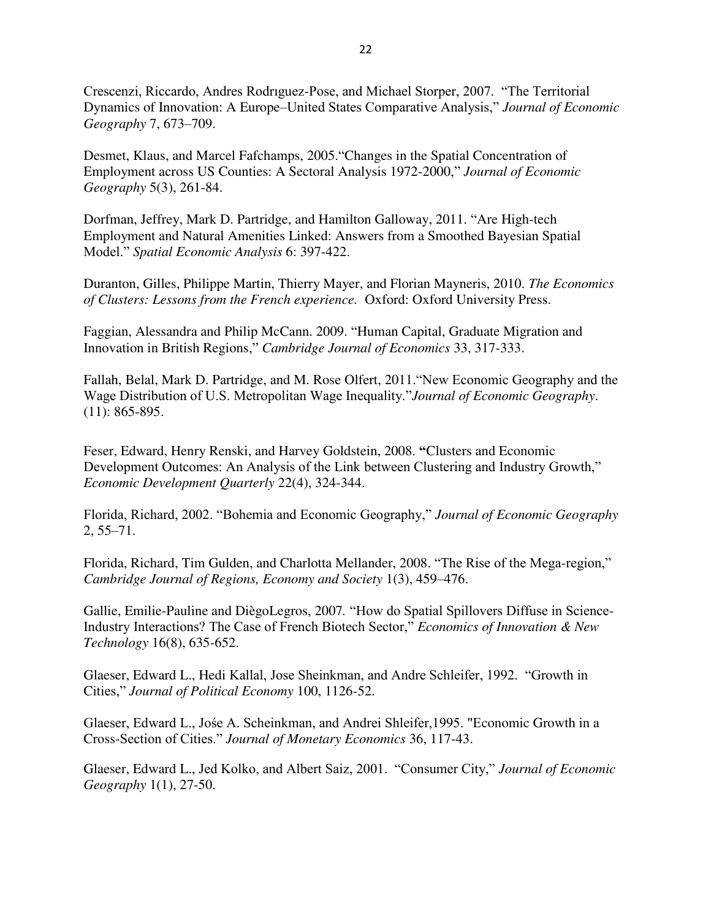Crescenzi, Riccardo, Andres Rodrıguez-Pose, and Michael Storper, 2007. "The Territorial Dynamics of Innovation: A Europe–United States Comparative Analysis," *Journal of Economic Geography* 7, 673–709.

Desmet, Klaus, and Marcel Fafchamps, 2005."Changes in the Spatial Concentration of Employment across US Counties: A Sectoral Analysis 1972-2000," *Journal of Economic Geography* 5(3), 261-84.

Dorfman, Jeffrey, Mark D. Partridge, and Hamilton Galloway, 2011. "Are High-tech Employment and Natural Amenities Linked: Answers from a Smoothed Bayesian Spatial Model." *Spatial Economic Analysis* 6: 397-422.

Duranton, Gilles, Philippe Martin, Thierry Mayer, and Florian Mayneris, 2010. *The Economics of Clusters: Lessons from the French experience.* Oxford: Oxford University Press.

Faggian, Alessandra and Philip McCann. 2009. "Human Capital, Graduate Migration and Innovation in British Regions," *Cambridge Journal of Economics* 33, 317-333.

Fallah, Belal, Mark D. Partridge, and M. Rose Olfert, 2011."New Economic Geography and the Wage Distribution of U.S. Metropolitan Wage Inequality."*Journal of Economic Geography*. (11): 865-895.

Feser, Edward, Henry Renski, and Harvey Goldstein, 2008. **"**Clusters and Economic Development Outcomes: An Analysis of the Link between Clustering and Industry Growth," *Economic Development Quarterly* 22(4), 324-344.

Florida, Richard, 2002. "Bohemia and Economic Geography," *Journal of Economic Geography* 2, 55–71.

Florida, Richard, Tim Gulden, and Charlotta Mellander, 2008. "The Rise of the Mega-region," *Cambridge Journal of Regions, Economy and Society* 1(3), 459–476.

Gallie, Emilie-Pauline and DiègoLegros, 2007. "How do Spatial Spillovers Diffuse in Science-Industry Interactions? The Case of French Biotech Sector," *Economics of Innovation & New Technology* 16(8), 635-652.

Glaeser, Edward L., Hedi Kallal, Jose Sheinkman, and Andre Schleifer, 1992. "Growth in Cities," *Journal of Political Economy* 100, 1126-52.

Glaeser, Edward L., Jośe A. Scheinkman, and Andrei Shleifer,1995. "Economic Growth in a Cross-Section of Cities." *Journal of Monetary Economics* 36, 117-43.

Glaeser, Edward L., Jed Kolko, and Albert Saiz, 2001. "Consumer City," *Journal of Economic Geography* 1(1), 27-50.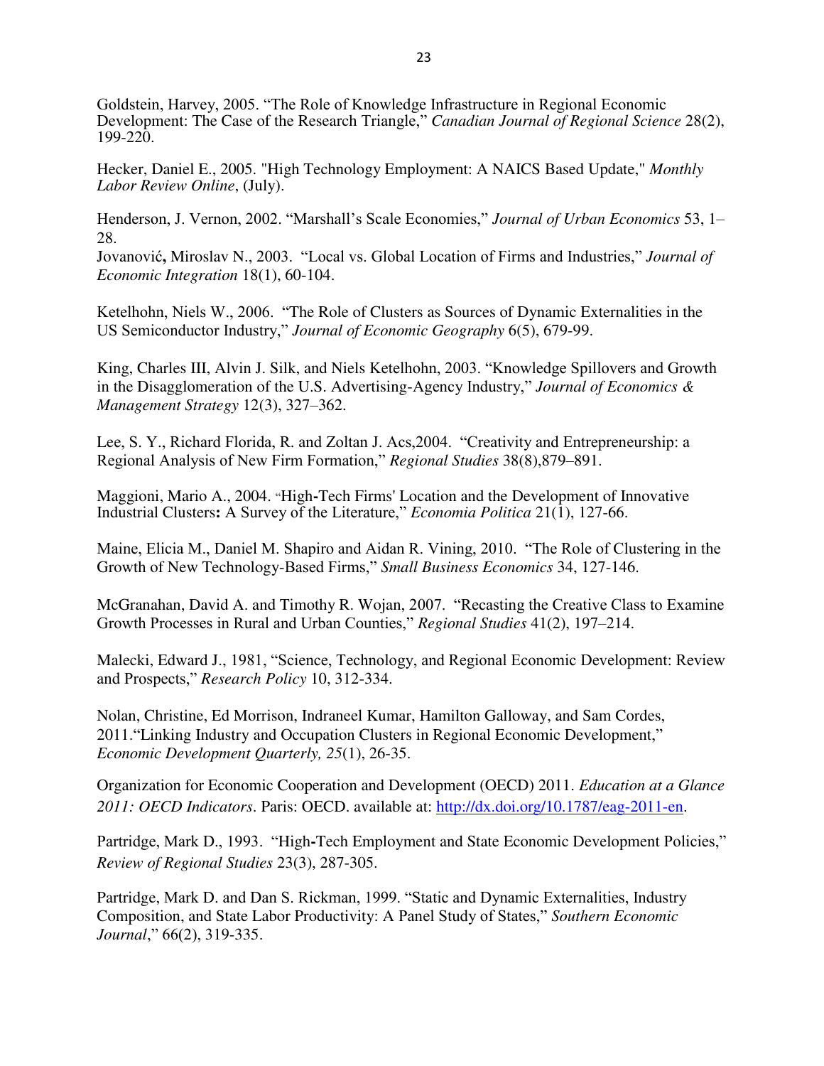Goldstein, Harvey, 2005. “The Role of Knowledge Infrastructure in Regional Economic Development: The Case of the Research Triangle,” *Canadian Journal of Regional Science* 28(2), 199-220.

Hecker, Daniel E., 2005. "High Technology Employment: A NAICS Based Update," *Monthly Labor Review Online*, (July).

Henderson, J. Vernon, 2002. “Marshall’s Scale Economies,” *Journal of Urban Economics* 53, 1–28.

Jovanović**,** Miroslav N., 2003. “Local vs. Global Location of Firms and Industries,” *Journal of Economic Integration* 18(1), 60-104.

Ketelhohn, Niels W., 2006. “The Role of Clusters as Sources of Dynamic Externalities in the US Semiconductor Industry,” *Journal of Economic Geography* 6(5), 679-99.

King, Charles III, Alvin J. Silk, and Niels Ketelhohn, 2003. “Knowledge Spillovers and Growth in the Disagglomeration of the U.S. Advertising-Agency Industry,” *Journal of Economics & Management Strategy* 12(3), 327–362.

Lee, S. Y., Richard Florida, R. and Zoltan J. Acs,2004. “Creativity and Entrepreneurship: a Regional Analysis of New Firm Formation,” *Regional Studies* 38(8),879–891.

Maggioni, Mario A., 2004. “High**-**Tech Firms' Location and the Development of Innovative Industrial Clusters**:** A Survey of the Literature,” *Economia Politica* 21(1), 127-66.

Maine, Elicia M., Daniel M. Shapiro and Aidan R. Vining, 2010. “The Role of Clustering in the Growth of New Technology-Based Firms,” *Small Business Economics* 34, 127-146.

McGranahan, David A. and Timothy R. Wojan, 2007. “Recasting the Creative Class to Examine Growth Processes in Rural and Urban Counties,” *Regional Studies* 41(2), 197–214.

Malecki, Edward J., 1981, “Science, Technology, and Regional Economic Development: Review and Prospects,” *Research Policy* 10, 312-334.

Nolan, Christine, Ed Morrison, Indraneel Kumar, Hamilton Galloway, and Sam Cordes, 2011.“Linking Industry and Occupation Clusters in Regional Economic Development,” *Economic Development Quarterly, 25*(1), 26-35.

Organization for Economic Cooperation and Development (OECD) 2011. *Education at a Glance 2011: OECD Indicators*. Paris: OECD. available at: http://dx.doi.org/10.1787/eag-2011-en.

Partridge, Mark D., 1993. “High**-**Tech Employment and State Economic Development Policies,” *Review of Regional Studies* 23(3), 287-305.

Partridge, Mark D. and Dan S. Rickman, 1999. “Static and Dynamic Externalities, Industry Composition, and State Labor Productivity: A Panel Study of States,” *Southern Economic Journal*,” 66(2), 319-335.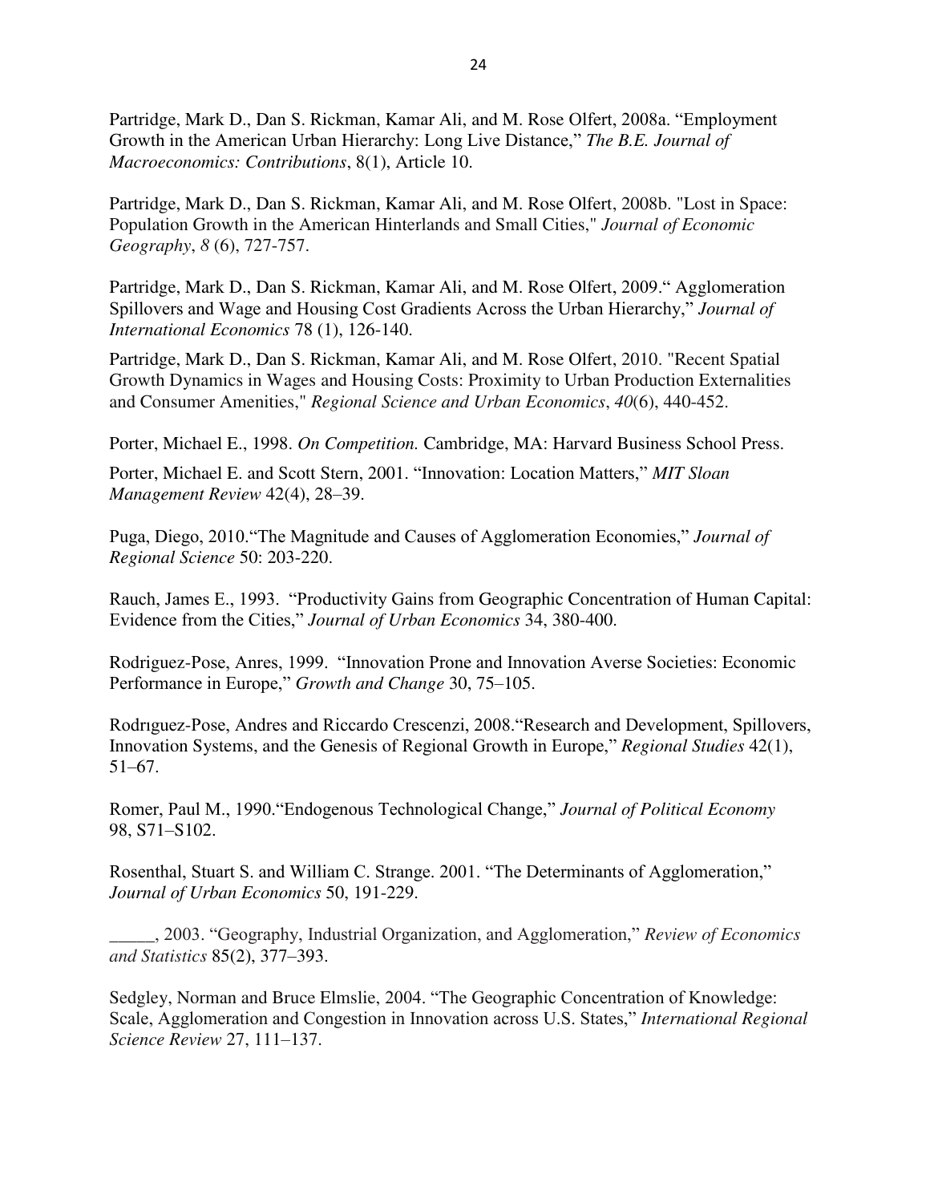Partridge, Mark D., Dan S. Rickman, Kamar Ali, and M. Rose Olfert, 2008a. "Employment Growth in the American Urban Hierarchy: Long Live Distance," *The B.E. Journal of Macroeconomics: Contributions*, 8(1), Article 10.

Partridge, Mark D., Dan S. Rickman, Kamar Ali, and M. Rose Olfert, 2008b. "Lost in Space: Population Growth in the American Hinterlands and Small Cities," *Journal of Economic Geography*, *8* (6), 727-757.

Partridge, Mark D., Dan S. Rickman, Kamar Ali, and M. Rose Olfert, 2009." Agglomeration Spillovers and Wage and Housing Cost Gradients Across the Urban Hierarchy," *Journal of International Economics* 78 (1), 126-140.

Partridge, Mark D., Dan S. Rickman, Kamar Ali, and M. Rose Olfert, 2010. "Recent Spatial Growth Dynamics in Wages and Housing Costs: Proximity to Urban Production Externalities and Consumer Amenities," *Regional Science and Urban Economics*, *40*(6), 440-452.

Porter, Michael E., 1998. *On Competition.* Cambridge, MA: Harvard Business School Press.

Porter, Michael E. and Scott Stern, 2001. "Innovation: Location Matters," *MIT Sloan Management Review* 42(4), 28–39.

Puga, Diego, 2010."The Magnitude and Causes of Agglomeration Economies," *Journal of Regional Science* 50: 203-220.

Rauch, James E., 1993. "Productivity Gains from Geographic Concentration of Human Capital: Evidence from the Cities," *Journal of Urban Economics* 34, 380-400.

Rodriguez-Pose, Anres, 1999. "Innovation Prone and Innovation Averse Societies: Economic Performance in Europe," *Growth and Change* 30, 75–105.

Rodrıguez-Pose, Andres and Riccardo Crescenzi, 2008."Research and Development, Spillovers, Innovation Systems, and the Genesis of Regional Growth in Europe," *Regional Studies* 42(1), 51–67.

Romer, Paul M., 1990."Endogenous Technological Change," *Journal of Political Economy* 98, S71–S102.

Rosenthal, Stuart S. and William C. Strange. 2001. "The Determinants of Agglomeration," *Journal of Urban Economics* 50, 191-229.

_____, 2003. "Geography, Industrial Organization, and Agglomeration," *Review of Economics and Statistics* 85(2), 377–393.

Sedgley, Norman and Bruce Elmslie, 2004. "The Geographic Concentration of Knowledge: Scale, Agglomeration and Congestion in Innovation across U.S. States," *International Regional Science Review* 27, 111–137.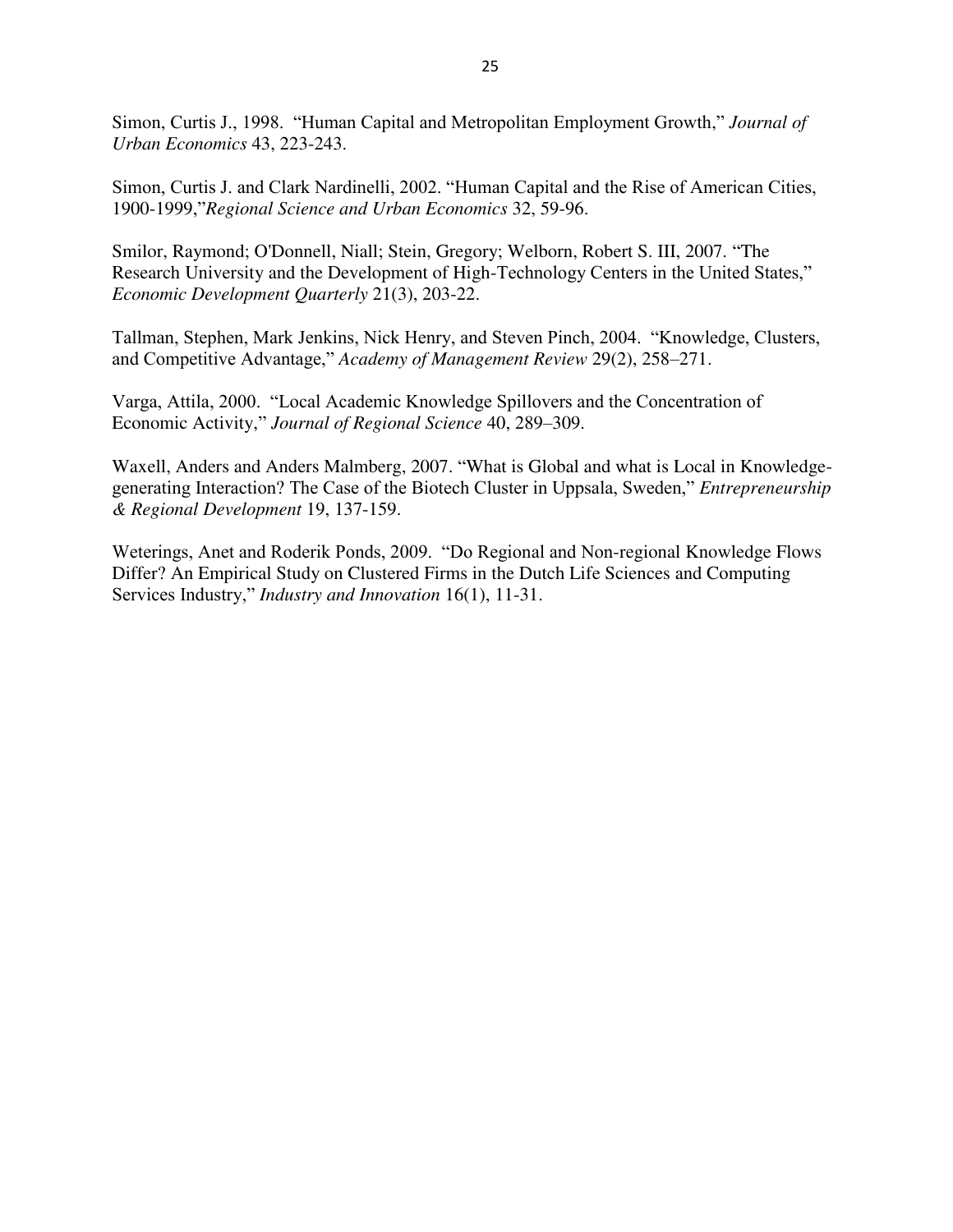Simon, Curtis J., 1998. "Human Capital and Metropolitan Employment Growth," *Journal of Urban Economics* 43, 223-243.

Simon, Curtis J. and Clark Nardinelli, 2002. "Human Capital and the Rise of American Cities, 1900-1999,"*Regional Science and Urban Economics* 32, 59-96.

Smilor, Raymond; O'Donnell, Niall; Stein, Gregory; Welborn, Robert S. III, 2007. "The Research University and the Development of High-Technology Centers in the United States," *Economic Development Quarterly* 21(3), 203-22.

Tallman, Stephen, Mark Jenkins, Nick Henry, and Steven Pinch, 2004. "Knowledge, Clusters, and Competitive Advantage," *Academy of Management Review* 29(2), 258–271.

Varga, Attila, 2000. "Local Academic Knowledge Spillovers and the Concentration of Economic Activity," *Journal of Regional Science* 40, 289–309.

Waxell, Anders and Anders Malmberg, 2007. "What is Global and what is Local in Knowledge-generating Interaction? The Case of the Biotech Cluster in Uppsala, Sweden," *Entrepreneurship & Regional Development* 19, 137-159.

Weterings, Anet and Roderik Ponds, 2009. "Do Regional and Non-regional Knowledge Flows Differ? An Empirical Study on Clustered Firms in the Dutch Life Sciences and Computing Services Industry," *Industry and Innovation* 16(1), 11-31.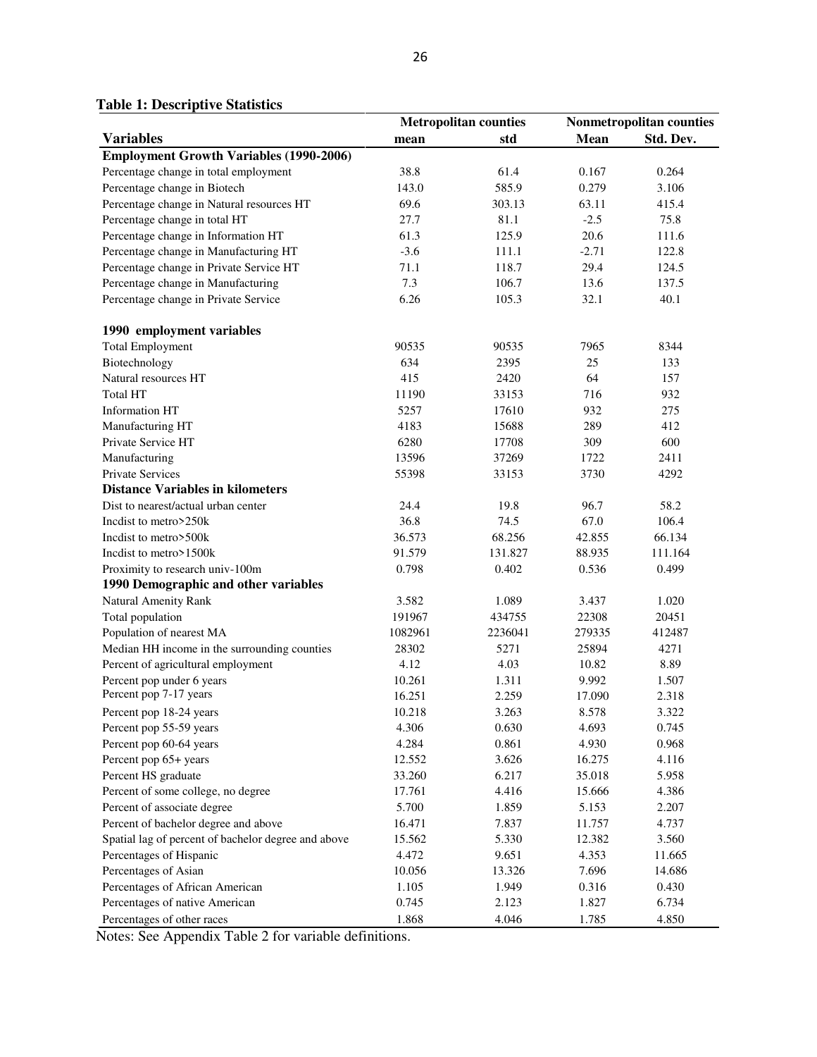**Table 1: Descriptive Statistics**

| Variables | Metropolitan counties mean | Metropolitan counties std | Nonmetropolitan counties Mean | Nonmetropolitan counties Std. Dev. |
|---|---|---|---|---|
| **Employment Growth Variables (1990-2006)** | | | | |
| Percentage change in total employment | 38.8 | 61.4 | 0.167 | 0.264 |
| Percentage change in Biotech | 143.0 | 585.9 | 0.279 | 3.106 |
| Percentage change in Natural resources HT | 69.6 | 303.13 | 63.11 | 415.4 |
| Percentage change in total HT | 27.7 | 81.1 | -2.5 | 75.8 |
| Percentage change in Information HT | 61.3 | 125.9 | 20.6 | 111.6 |
| Percentage change in Manufacturing HT | -3.6 | 111.1 | -2.71 | 122.8 |
| Percentage change in Private Service HT | 71.1 | 118.7 | 29.4 | 124.5 |
| Percentage change in Manufacturing | 7.3 | 106.7 | 13.6 | 137.5 |
| Percentage change in Private Service | 6.26 | 105.3 | 32.1 | 40.1 |
| **1990 employment variables** | | | | |
| Total Employment | 90535 | 90535 | 7965 | 8344 |
| Biotechnology | 634 | 2395 | 25 | 133 |
| Natural resources HT | 415 | 2420 | 64 | 157 |
| Total HT | 11190 | 33153 | 716 | 932 |
| Information HT | 5257 | 17610 | 932 | 275 |
| Manufacturing HT | 4183 | 15688 | 289 | 412 |
| Private Service HT | 6280 | 17708 | 309 | 600 |
| Manufacturing | 13596 | 37269 | 1722 | 2411 |
| Private Services | 55398 | 33153 | 3730 | 4292 |
| **Distance Variables in kilometers** | | | | |
| Dist to nearest/actual urban center | 24.4 | 19.8 | 96.7 | 58.2 |
| Incdist to metro>250k | 36.8 | 74.5 | 67.0 | 106.4 |
| Incdist to metro>500k | 36.573 | 68.256 | 42.855 | 66.134 |
| Incdist to metro>1500k | 91.579 | 131.827 | 88.935 | 111.164 |
| Proximity to research univ-100m | 0.798 | 0.402 | 0.536 | 0.499 |
| **1990 Demographic and other variables** | | | | |
| Natural Amenity Rank | 3.582 | 1.089 | 3.437 | 1.020 |
| Total population | 191967 | 434755 | 22308 | 20451 |
| Population of nearest MA | 1082961 | 2236041 | 279335 | 412487 |
| Median HH income in the surrounding counties | 28302 | 5271 | 25894 | 4271 |
| Percent of agricultural employment | 4.12 | 4.03 | 10.82 | 8.89 |
| Percent pop under 6 years | 10.261 | 1.311 | 9.992 | 1.507 |
| Percent pop 7-17 years | 16.251 | 2.259 | 17.090 | 2.318 |
| Percent pop 18-24 years | 10.218 | 3.263 | 8.578 | 3.322 |
| Percent pop 55-59 years | 4.306 | 0.630 | 4.693 | 0.745 |
| Percent pop 60-64 years | 4.284 | 0.861 | 4.930 | 0.968 |
| Percent pop 65+ years | 12.552 | 3.626 | 16.275 | 4.116 |
| Percent HS graduate | 33.260 | 6.217 | 35.018 | 5.958 |
| Percent of some college, no degree | 17.761 | 4.416 | 15.666 | 4.386 |
| Percent of associate degree | 5.700 | 1.859 | 5.153 | 2.207 |
| Percent of bachelor degree and above | 16.471 | 7.837 | 11.757 | 4.737 |
| Spatial lag of percent of bachelor degree and above | 15.562 | 5.330 | 12.382 | 3.560 |
| Percentages of Hispanic | 4.472 | 9.651 | 4.353 | 11.665 |
| Percentages of Asian | 10.056 | 13.326 | 7.696 | 14.686 |
| Percentages of African American | 1.105 | 1.949 | 0.316 | 0.430 |
| Percentages of native American | 0.745 | 2.123 | 1.827 | 6.734 |
| Percentages of other races | 1.868 | 4.046 | 1.785 | 4.850 |

Notes: See Appendix Table 2 for variable definitions.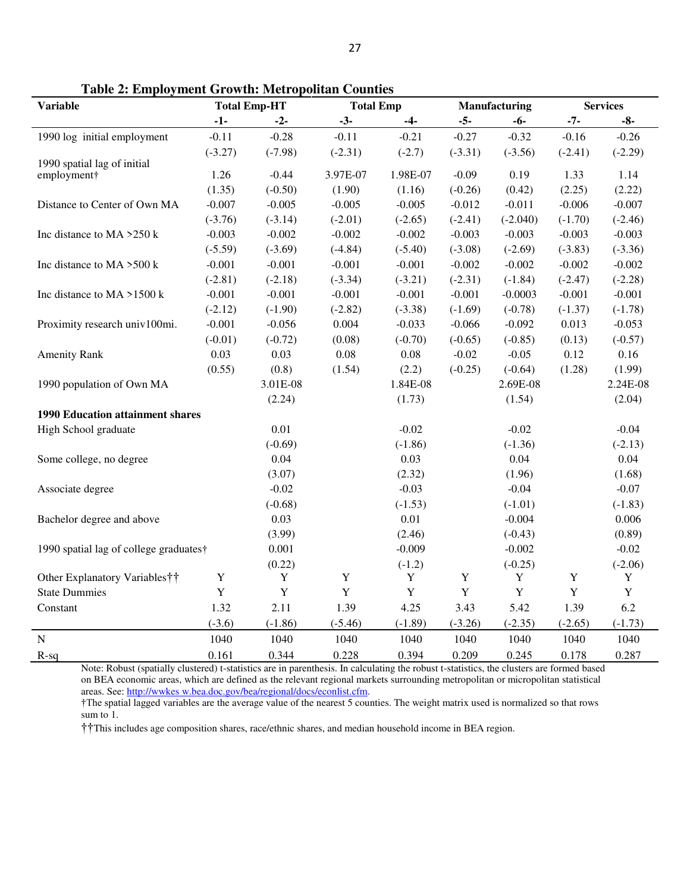**Table 2: Employment Growth: Metropolitan Counties**

| Variable | Total Emp-HT | | Total Emp | | Manufacturing | | Services | |
|---|---|---|---|---|---|---|---|---|
| | -1- | -2- | -3- | -4- | -5- | -6- | -7- | -8- |
| 1990 log initial employment | -0.11 | -0.28 | -0.11 | -0.21 | -0.27 | -0.32 | -0.16 | -0.26 |
| | (-3.27) | (-7.98) | (-2.31) | (-2.7) | (-3.31) | (-3.56) | (-2.41) | (-2.29) |
| 1990 spatial lag of initial employment† | 1.26 | -0.44 | 3.97E-07 | 1.98E-07 | -0.09 | 0.19 | 1.33 | 1.14 |
| | (1.35) | (-0.50) | (1.90) | (1.16) | (-0.26) | (0.42) | (2.25) | (2.22) |
| Distance to Center of Own MA | -0.007 | -0.005 | -0.005 | -0.005 | -0.012 | -0.011 | -0.006 | -0.007 |
| | (-3.76) | (-3.14) | (-2.01) | (-2.65) | (-2.41) | (-2.040) | (-1.70) | (-2.46) |
| Inc distance to MA >250 k | -0.003 | -0.002 | -0.002 | -0.002 | -0.003 | -0.003 | -0.003 | -0.003 |
| | (-5.59) | (-3.69) | (-4.84) | (-5.40) | (-3.08) | (-2.69) | (-3.83) | (-3.36) |
| Inc distance to MA >500 k | -0.001 | -0.001 | -0.001 | -0.001 | -0.002 | -0.002 | -0.002 | -0.002 |
| | (-2.81) | (-2.18) | (-3.34) | (-3.21) | (-2.31) | (-1.84) | (-2.47) | (-2.28) |
| Inc distance to MA >1500 k | -0.001 | -0.001 | -0.001 | -0.001 | -0.001 | -0.0003 | -0.001 | -0.001 |
| | (-2.12) | (-1.90) | (-2.82) | (-3.38) | (-1.69) | (-0.78) | (-1.37) | (-1.78) |
| Proximity research univ100mi. | -0.001 | -0.056 | 0.004 | -0.033 | -0.066 | -0.092 | 0.013 | -0.053 |
| | (-0.01) | (-0.72) | (0.08) | (-0.70) | (-0.65) | (-0.85) | (0.13) | (-0.57) |
| Amenity Rank | 0.03 | 0.03 | 0.08 | 0.08 | -0.02 | -0.05 | 0.12 | 0.16 |
| | (0.55) | (0.8) | (1.54) | (2.2) | (-0.25) | (-0.64) | (1.28) | (1.99) |
| 1990 population of Own MA | | 3.01E-08 | | 1.84E-08 | | 2.69E-08 | | 2.24E-08 |
| | | (2.24) | | (1.73) | | (1.54) | | (2.04) |
| **1990 Education attainment shares** | | | | | | | | |
| High School graduate | | 0.01 | | -0.02 | | -0.02 | | -0.04 |
| | | (-0.69) | | (-1.86) | | (-1.36) | | (-2.13) |
| Some college, no degree | | 0.04 | | 0.03 | | 0.04 | | 0.04 |
| | | (3.07) | | (2.32) | | (1.96) | | (1.68) |
| Associate degree | | -0.02 | | -0.03 | | -0.04 | | -0.07 |
| | | (-0.68) | | (-1.53) | | (-1.01) | | (-1.83) |
| Bachelor degree and above | | 0.03 | | 0.01 | | -0.004 | | 0.006 |
| | | (3.99) | | (2.46) | | (-0.43) | | (0.89) |
| 1990 spatial lag of college graduates† | | 0.001 | | -0.009 | | -0.002 | | -0.02 |
| | | (0.22) | | (-1.2) | | (-0.25) | | (-2.06) |
| Other Explanatory Variables†† | Y | Y | Y | Y | Y | Y | Y | Y |
| State Dummies | Y | Y | Y | Y | Y | Y | Y | Y |
| Constant | 1.32 | 2.11 | 1.39 | 4.25 | 3.43 | 5.42 | 1.39 | 6.2 |
| | (-3.6) | (-1.86) | (-5.46) | (-1.89) | (-3.26) | (-2.35) | (-2.65) | (-1.73) |
| N | 1040 | 1040 | 1040 | 1040 | 1040 | 1040 | 1040 | 1040 |
| R-sq | 0.161 | 0.344 | 0.228 | 0.394 | 0.209 | 0.245 | 0.178 | 0.287 |

Note: Robust (spatially clustered) t-statistics are in parenthesis. In calculating the robust t-statistics, the clusters are formed based on BEA economic areas, which are defined as the relevant regional markets surrounding metropolitan or micropolitan statistical areas. See: http://wwkes w.bea.doc.gov/bea/regional/docs/econlist.cfm.

†The spatial lagged variables are the average value of the nearest 5 counties. The weight matrix used is normalized so that rows sum to 1.

††This includes age composition shares, race/ethnic shares, and median household income in BEA region.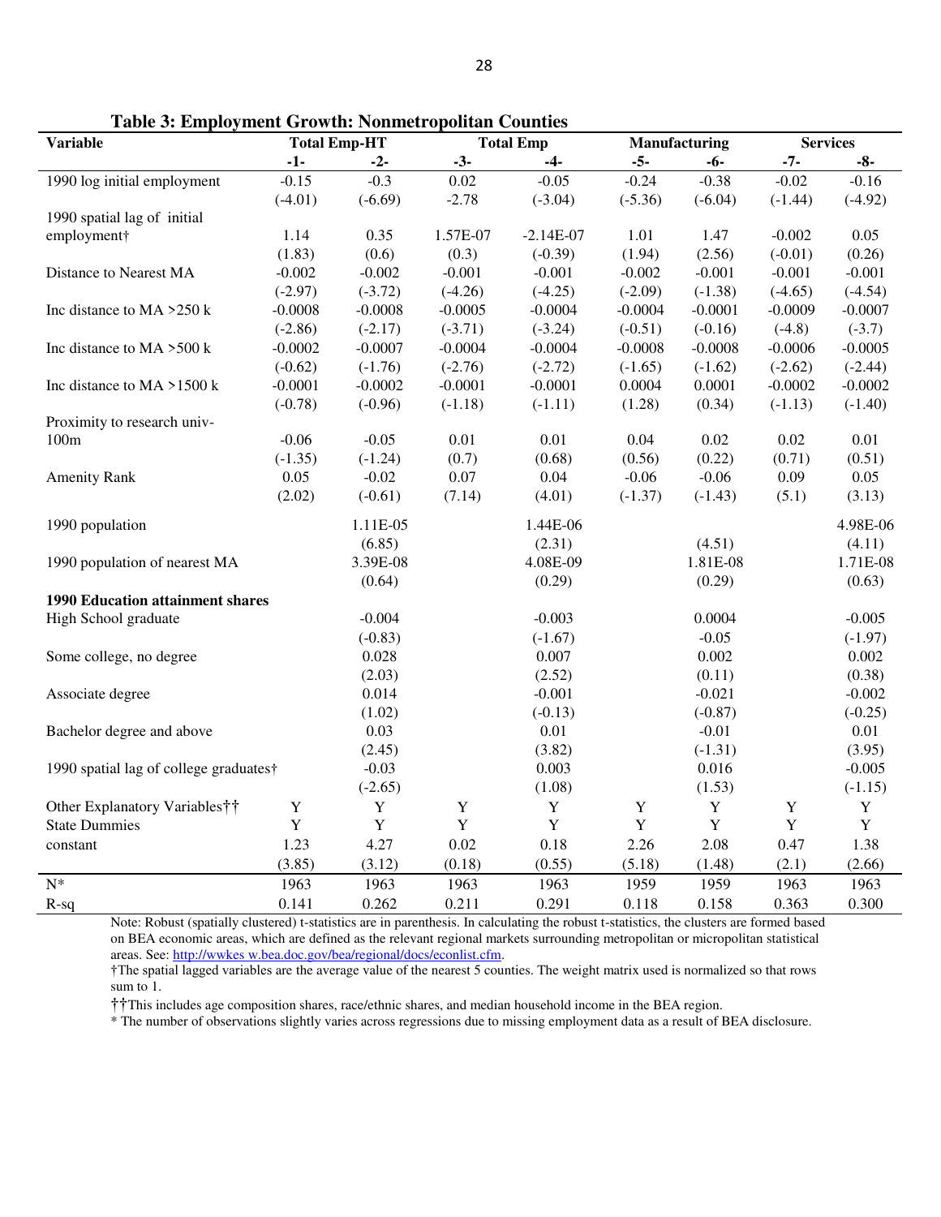**Table 3: Employment Growth: Nonmetropolitan Counties**

| Variable | Total Emp-HT | | Total Emp | | Manufacturing | | Services | |
|---|---|---|---|---|---|---|---|---|
| | -1- | -2- | -3- | -4- | -5- | -6- | -7- | -8- |
| 1990 log initial employment | -0.15 | -0.3 | 0.02 | -0.05 | -0.24 | -0.38 | -0.02 | -0.16 |
| | (-4.01) | (-6.69) | -2.78 | (-3.04) | (-5.36) | (-6.04) | (-1.44) | (-4.92) |
| 1990 spatial lag of initial employment† | 1.14 | 0.35 | 1.57E-07 | -2.14E-07 | 1.01 | 1.47 | -0.002 | 0.05 |
| | (1.83) | (0.6) | (0.3) | (-0.39) | (1.94) | (2.56) | (-0.01) | (0.26) |
| Distance to Nearest MA | -0.002 | -0.002 | -0.001 | -0.001 | -0.002 | -0.001 | -0.001 | -0.001 |
| | (-2.97) | (-3.72) | (-4.26) | (-4.25) | (-2.09) | (-1.38) | (-4.65) | (-4.54) |
| Inc distance to MA >250 k | -0.0008 | -0.0008 | -0.0005 | -0.0004 | -0.0004 | -0.0001 | -0.0009 | -0.0007 |
| | (-2.86) | (-2.17) | (-3.71) | (-3.24) | (-0.51) | (-0.16) | (-4.8) | (-3.7) |
| Inc distance to MA >500 k | -0.0002 | -0.0007 | -0.0004 | -0.0004 | -0.0008 | -0.0008 | -0.0006 | -0.0005 |
| | (-0.62) | (-1.76) | (-2.76) | (-2.72) | (-1.65) | (-1.62) | (-2.62) | (-2.44) |
| Inc distance to MA >1500 k | -0.0001 | -0.0002 | -0.0001 | -0.0001 | 0.0004 | 0.0001 | -0.0002 | -0.0002 |
| | (-0.78) | (-0.96) | (-1.18) | (-1.11) | (1.28) | (0.34) | (-1.13) | (-1.40) |
| Proximity to research univ-100m | -0.06 | -0.05 | 0.01 | 0.01 | 0.04 | 0.02 | 0.02 | 0.01 |
| | (-1.35) | (-1.24) | (0.7) | (0.68) | (0.56) | (0.22) | (0.71) | (0.51) |
| Amenity Rank | 0.05 | -0.02 | 0.07 | 0.04 | -0.06 | -0.06 | 0.09 | 0.05 |
| | (2.02) | (-0.61) | (7.14) | (4.01) | (-1.37) | (-1.43) | (5.1) | (3.13) |
| 1990 population | | 1.11E-05 | | 1.44E-06 | | | | 4.98E-06 |
| | | (6.85) | | (2.31) | | (4.51) | | (4.11) |
| 1990 population of nearest MA | | 3.39E-08 | | 4.08E-09 | | 1.81E-08 | | 1.71E-08 |
| | | (0.64) | | (0.29) | | (0.29) | | (0.63) |
| **1990 Education attainment shares** | | | | | | | | |
| High School graduate | | -0.004 | | -0.003 | | 0.0004 | | -0.005 |
| | | (-0.83) | | (-1.67) | | -0.05 | | (-1.97) |
| Some college, no degree | | 0.028 | | 0.007 | | 0.002 | | 0.002 |
| | | (2.03) | | (2.52) | | (0.11) | | (0.38) |
| Associate degree | | 0.014 | | -0.001 | | -0.021 | | -0.002 |
| | | (1.02) | | (-0.13) | | (-0.87) | | (-0.25) |
| Bachelor degree and above | | 0.03 | | 0.01 | | -0.01 | | 0.01 |
| | | (2.45) | | (3.82) | | (-1.31) | | (3.95) |
| 1990 spatial lag of college graduates† | | -0.03 | | 0.003 | | 0.016 | | -0.005 |
| | | (-2.65) | | (1.08) | | (1.53) | | (-1.15) |
| Other Explanatory Variables†† | Y | Y | Y | Y | Y | Y | Y | Y |
| State Dummies | Y | Y | Y | Y | Y | Y | Y | Y |
| constant | 1.23 | 4.27 | 0.02 | 0.18 | 2.26 | 2.08 | 0.47 | 1.38 |
| | (3.85) | (3.12) | (0.18) | (0.55) | (5.18) | (1.48) | (2.1) | (2.66) |
| N* | 1963 | 1963 | 1963 | 1963 | 1959 | 1959 | 1963 | 1963 |
| R-sq | 0.141 | 0.262 | 0.211 | 0.291 | 0.118 | 0.158 | 0.363 | 0.300 |

Note: Robust (spatially clustered) t-statistics are in parenthesis. In calculating the robust t-statistics, the clusters are formed based on BEA economic areas, which are defined as the relevant regional markets surrounding metropolitan or micropolitan statistical areas. See: http://wwkes w.bea.doc.gov/bea/regional/docs/econlist.cfm.

†The spatial lagged variables are the average value of the nearest 5 counties. The weight matrix used is normalized so that rows sum to 1.

††This includes age composition shares, race/ethnic shares, and median household income in the BEA region.

\* The number of observations slightly varies across regressions due to missing employment data as a result of BEA disclosure.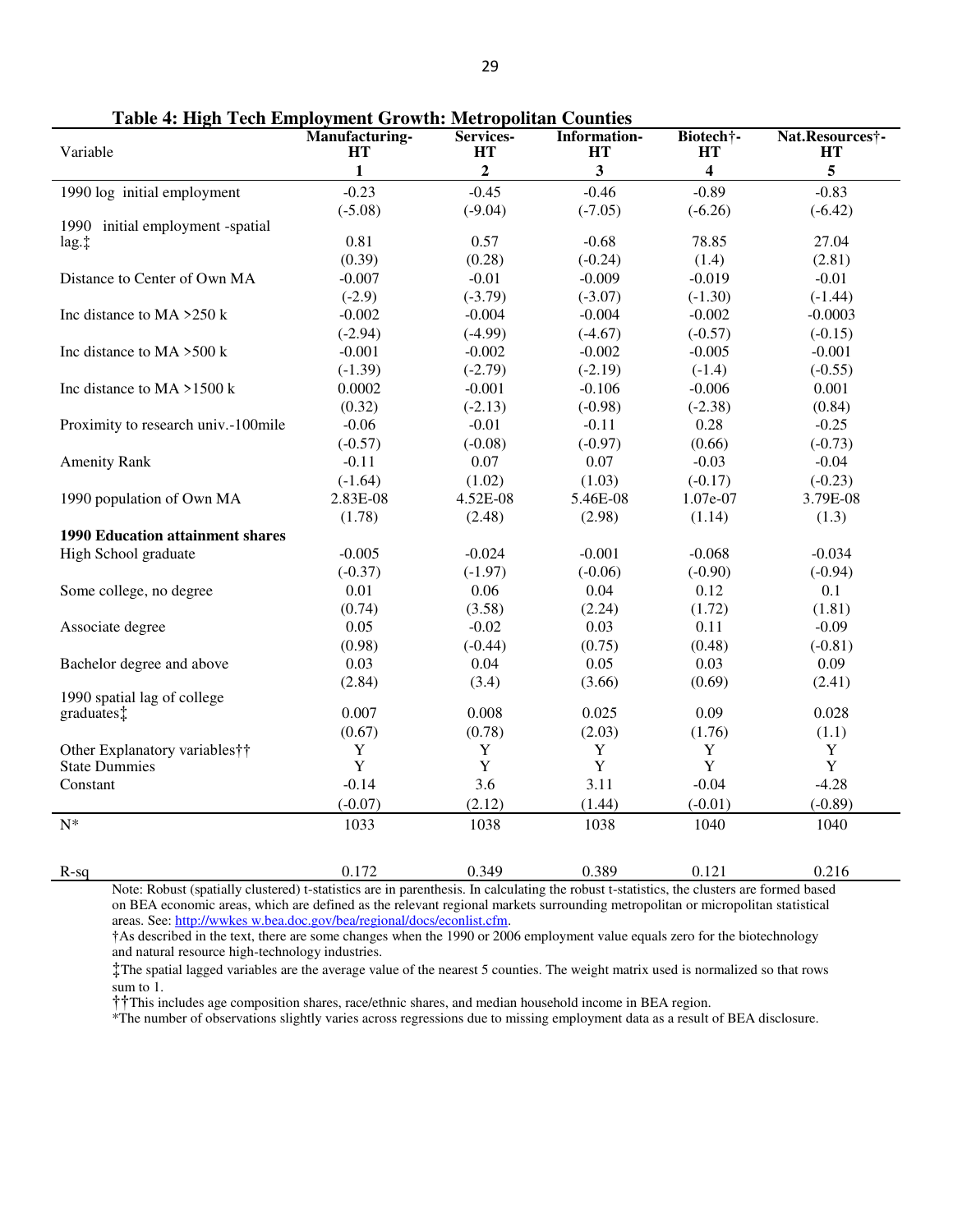**Table 4: High Tech Employment Growth: Metropolitan Counties**

| Variable | Manufacturing-HT | Services-HT | Information-HT | Biotech†-HT | Nat.Resources†-HT |
|---|---|---|---|---|---|
| | 1 | 2 | 3 | 4 | 5 |
| 1990 log initial employment | -0.23 | -0.45 | -0.46 | -0.89 | -0.83 |
| | (-5.08) | (-9.04) | (-7.05) | (-6.26) | (-6.42) |
| 1990 initial employment -spatial lag.‡ | 0.81 | 0.57 | -0.68 | 78.85 | 27.04 |
| | (0.39) | (0.28) | (-0.24) | (1.4) | (2.81) |
| Distance to Center of Own MA | -0.007 | -0.01 | -0.009 | -0.019 | -0.01 |
| | (-2.9) | (-3.79) | (-3.07) | (-1.30) | (-1.44) |
| Inc distance to MA >250 k | -0.002 | -0.004 | -0.004 | -0.002 | -0.0003 |
| | (-2.94) | (-4.99) | (-4.67) | (-0.57) | (-0.15) |
| Inc distance to MA >500 k | -0.001 | -0.002 | -0.002 | -0.005 | -0.001 |
| | (-1.39) | (-2.79) | (-2.19) | (-1.4) | (-0.55) |
| Inc distance to MA >1500 k | 0.0002 | -0.001 | -0.106 | -0.006 | 0.001 |
| | (0.32) | (-2.13) | (-0.98) | (-2.38) | (0.84) |
| Proximity to research univ.-100mile | -0.06 | -0.01 | -0.11 | 0.28 | -0.25 |
| | (-0.57) | (-0.08) | (-0.97) | (0.66) | (-0.73) |
| Amenity Rank | -0.11 | 0.07 | 0.07 | -0.03 | -0.04 |
| | (-1.64) | (1.02) | (1.03) | (-0.17) | (-0.23) |
| 1990 population of Own MA | 2.83E-08 | 4.52E-08 | 5.46E-08 | 1.07e-07 | 3.79E-08 |
| | (1.78) | (2.48) | (2.98) | (1.14) | (1.3) |
| **1990 Education attainment shares** | | | | | |
| High School graduate | -0.005 | -0.024 | -0.001 | -0.068 | -0.034 |
| | (-0.37) | (-1.97) | (-0.06) | (-0.90) | (-0.94) |
| Some college, no degree | 0.01 | 0.06 | 0.04 | 0.12 | 0.1 |
| | (0.74) | (3.58) | (2.24) | (1.72) | (1.81) |
| Associate degree | 0.05 | -0.02 | 0.03 | 0.11 | -0.09 |
| | (0.98) | (-0.44) | (0.75) | (0.48) | (-0.81) |
| Bachelor degree and above | 0.03 | 0.04 | 0.05 | 0.03 | 0.09 |
| | (2.84) | (3.4) | (3.66) | (0.69) | (2.41) |
| 1990 spatial lag of college graduates‡ | 0.007 | 0.008 | 0.025 | 0.09 | 0.028 |
| | (0.67) | (0.78) | (2.03) | (1.76) | (1.1) |
| Other Explanatory variables†† | Y | Y | Y | Y | Y |
| State Dummies | Y | Y | Y | Y | Y |
| Constant | -0.14 | 3.6 | 3.11 | -0.04 | -4.28 |
| | (-0.07) | (2.12) | (1.44) | (-0.01) | (-0.89) |
| N* | 1033 | 1038 | 1038 | 1040 | 1040 |
| R-sq | 0.172 | 0.349 | 0.389 | 0.121 | 0.216 |

Note: Robust (spatially clustered) t-statistics are in parenthesis. In calculating the robust t-statistics, the clusters are formed based on BEA economic areas, which are defined as the relevant regional markets surrounding metropolitan or micropolitan statistical areas. See: http://wwkes w.bea.doc.gov/bea/regional/docs/econlist.cfm.

†As described in the text, there are some changes when the 1990 or 2006 employment value equals zero for the biotechnology and natural resource high-technology industries.

‡The spatial lagged variables are the average value of the nearest 5 counties. The weight matrix used is normalized so that rows sum to 1.

††This includes age composition shares, race/ethnic shares, and median household income in BEA region.

*The number of observations slightly varies across regressions due to missing employment data as a result of BEA disclosure.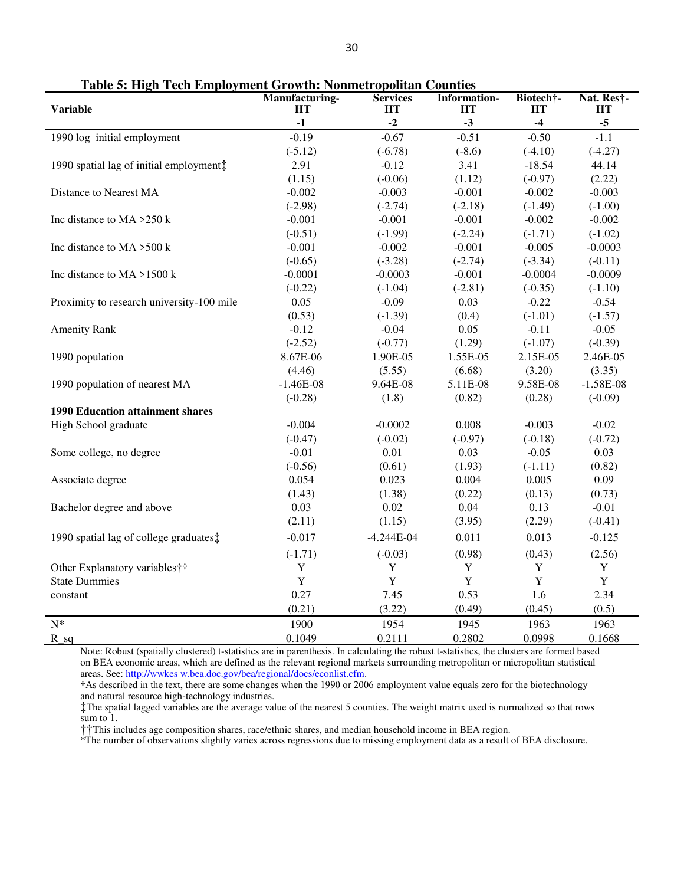**Table 5: High Tech Employment Growth: Nonmetropolitan Counties**

| Variable | Manufacturing-HT | Services HT | Information-HT | Biotech†-HT | Nat. Res†-HT |
|---|---|---|---|---|---|
| | -1 | -2 | -3 | -4 | -5 |
| 1990 log initial employment | -0.19 | -0.67 | -0.51 | -0.50 | -1.1 |
| | (-5.12) | (-6.78) | (-8.6) | (-4.10) | (-4.27) |
| 1990 spatial lag of initial employment‡ | 2.91 | -0.12 | 3.41 | -18.54 | 44.14 |
| | (1.15) | (-0.06) | (1.12) | (-0.97) | (2.22) |
| Distance to Nearest MA | -0.002 | -0.003 | -0.001 | -0.002 | -0.003 |
| | (-2.98) | (-2.74) | (-2.18) | (-1.49) | (-1.00) |
| Inc distance to MA >250 k | -0.001 | -0.001 | -0.001 | -0.002 | -0.002 |
| | (-0.51) | (-1.99) | (-2.24) | (-1.71) | (-1.02) |
| Inc distance to MA >500 k | -0.001 | -0.002 | -0.001 | -0.005 | -0.0003 |
| | (-0.65) | (-3.28) | (-2.74) | (-3.34) | (-0.11) |
| Inc distance to MA >1500 k | -0.0001 | -0.0003 | -0.001 | -0.0004 | -0.0009 |
| | (-0.22) | (-1.04) | (-2.81) | (-0.35) | (-1.10) |
| Proximity to research university-100 mile | 0.05 | -0.09 | 0.03 | -0.22 | -0.54 |
| | (0.53) | (-1.39) | (0.4) | (-1.01) | (-1.57) |
| Amenity Rank | -0.12 | -0.04 | 0.05 | -0.11 | -0.05 |
| | (-2.52) | (-0.77) | (1.29) | (-1.07) | (-0.39) |
| 1990 population | 8.67E-06 | 1.90E-05 | 1.55E-05 | 2.15E-05 | 2.46E-05 |
| | (4.46) | (5.55) | (6.68) | (3.20) | (3.35) |
| 1990 population of nearest MA | -1.46E-08 | 9.64E-08 | 5.11E-08 | 9.58E-08 | -1.58E-08 |
| | (-0.28) | (1.8) | (0.82) | (0.28) | (-0.09) |
| **1990 Education attainment shares** | | | | | |
| High School graduate | -0.004 | -0.0002 | 0.008 | -0.003 | -0.02 |
| | (-0.47) | (-0.02) | (-0.97) | (-0.18) | (-0.72) |
| Some college, no degree | -0.01 | 0.01 | 0.03 | -0.05 | 0.03 |
| | (-0.56) | (0.61) | (1.93) | (-1.11) | (0.82) |
| Associate degree | 0.054 | 0.023 | 0.004 | 0.005 | 0.09 |
| | (1.43) | (1.38) | (0.22) | (0.13) | (0.73) |
| Bachelor degree and above | 0.03 | 0.02 | 0.04 | 0.13 | -0.01 |
| | (2.11) | (1.15) | (3.95) | (2.29) | (-0.41) |
| 1990 spatial lag of college graduates‡ | -0.017 | -4.244E-04 | 0.011 | 0.013 | -0.125 |
| | (-1.71) | (-0.03) | (0.98) | (0.43) | (2.56) |
| Other Explanatory variables†† | Y | Y | Y | Y | Y |
| State Dummies | Y | Y | Y | Y | Y |
| constant | 0.27 | 7.45 | 0.53 | 1.6 | 2.34 |
| | (0.21) | (3.22) | (0.49) | (0.45) | (0.5) |
| N* | 1900 | 1954 | 1945 | 1963 | 1963 |
| R_sq | 0.1049 | 0.2111 | 0.2802 | 0.0998 | 0.1668 |

Note: Robust (spatially clustered) t-statistics are in parenthesis. In calculating the robust t-statistics, the clusters are formed based on BEA economic areas, which are defined as the relevant regional markets surrounding metropolitan or micropolitan statistical areas. See: http://wwkes w.bea.doc.gov/bea/regional/docs/econlist.cfm.

†As described in the text, there are some changes when the 1990 or 2006 employment value equals zero for the biotechnology and natural resource high-technology industries.

‡The spatial lagged variables are the average value of the nearest 5 counties. The weight matrix used is normalized so that rows sum to 1.

††This includes age composition shares, race/ethnic shares, and median household income in BEA region.

*The number of observations slightly varies across regressions due to missing employment data as a result of BEA disclosure.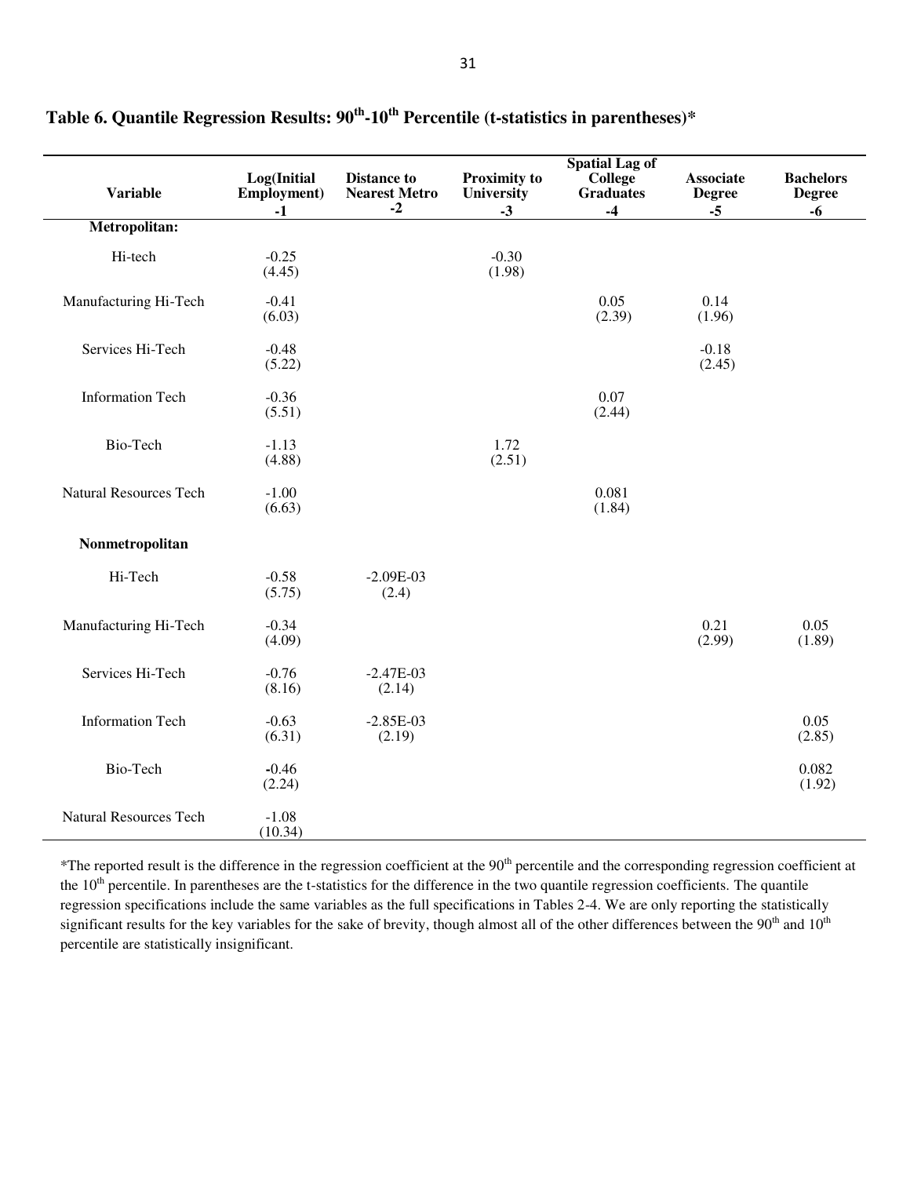**Table 6. Quantile Regression Results: $90^{th}$-$10^{th}$ Percentile (t-statistics in parentheses)***

| Variable | Log(Initial Employment) -1 | Distance to Nearest Metro -2 | Proximity to University -3 | Spatial Lag of College Graduates -4 | Associate Degree -5 | Bachelors Degree -6 |
|---|---|---|---|---|---|---|
| **Metropolitan:** | | | | | | |
| Hi-tech | -0.25 (4.45) | | -0.30 (1.98) | | | |
| Manufacturing Hi-Tech | -0.41 (6.03) | | | 0.05 (2.39) | 0.14 (1.96) | |
| Services Hi-Tech | -0.48 (5.22) | | | | -0.18 (2.45) | |
| Information Tech | -0.36 (5.51) | | | 0.07 (2.44) | | |
| Bio-Tech | -1.13 (4.88) | | 1.72 (2.51) | | | |
| Natural Resources Tech | -1.00 (6.63) | | | 0.081 (1.84) | | |
| **Nonmetropolitan** | | | | | | |
| Hi-Tech | -0.58 (5.75) | -2.09E-03 (2.4) | | | | |
| Manufacturing Hi-Tech | -0.34 (4.09) | | | | 0.21 (2.99) | 0.05 (1.89) |
| Services Hi-Tech | -0.76 (8.16) | -2.47E-03 (2.14) | | | | |
| Information Tech | -0.63 (6.31) | -2.85E-03 (2.19) | | | | 0.05 (2.85) |
| Bio-Tech | -0.46 (2.24) | | | | | 0.082 (1.92) |
| Natural Resources Tech | -1.08 (10.34) | | | | | |

*The reported result is the difference in the regression coefficient at the $90^{th}$ percentile and the corresponding regression coefficient at the $10^{th}$ percentile. In parentheses are the t-statistics for the difference in the two quantile regression coefficients. The quantile regression specifications include the same variables as the full specifications in Tables 2-4. We are only reporting the statistically significant results for the key variables for the sake of brevity, though almost all of the other differences between the $90^{th}$ and $10^{th}$ percentile are statistically insignificant.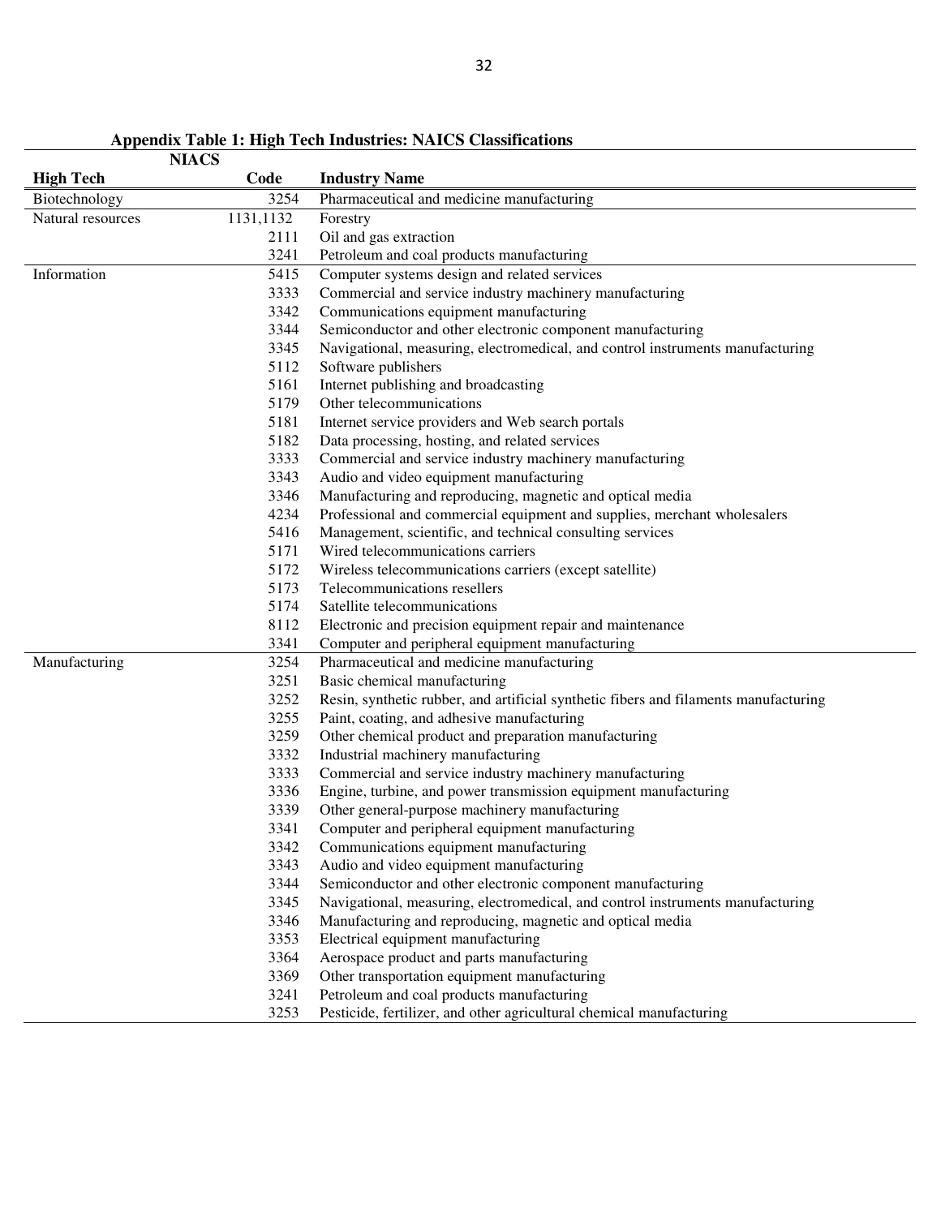**Appendix Table 1: High Tech Industries: NAICS Classifications**

| High Tech | NIACS Code | Industry Name |
|---|---|---|
| Biotechnology | 3254 | Pharmaceutical and medicine manufacturing |
| Natural resources | 1131,1132 | Forestry |
| | 2111 | Oil and gas extraction |
| | 3241 | Petroleum and coal products manufacturing |
| Information | 5415 | Computer systems design and related services |
| | 3333 | Commercial and service industry machinery manufacturing |
| | 3342 | Communications equipment manufacturing |
| | 3344 | Semiconductor and other electronic component manufacturing |
| | 3345 | Navigational, measuring, electromedical, and control instruments manufacturing |
| | 5112 | Software publishers |
| | 5161 | Internet publishing and broadcasting |
| | 5179 | Other telecommunications |
| | 5181 | Internet service providers and Web search portals |
| | 5182 | Data processing, hosting, and related services |
| | 3333 | Commercial and service industry machinery manufacturing |
| | 3343 | Audio and video equipment manufacturing |
| | 3346 | Manufacturing and reproducing, magnetic and optical media |
| | 4234 | Professional and commercial equipment and supplies, merchant wholesalers |
| | 5416 | Management, scientific, and technical consulting services |
| | 5171 | Wired telecommunications carriers |
| | 5172 | Wireless telecommunications carriers (except satellite) |
| | 5173 | Telecommunications resellers |
| | 5174 | Satellite telecommunications |
| | 8112 | Electronic and precision equipment repair and maintenance |
| | 3341 | Computer and peripheral equipment manufacturing |
| Manufacturing | 3254 | Pharmaceutical and medicine manufacturing |
| | 3251 | Basic chemical manufacturing |
| | 3252 | Resin, synthetic rubber, and artificial synthetic fibers and filaments manufacturing |
| | 3255 | Paint, coating, and adhesive manufacturing |
| | 3259 | Other chemical product and preparation manufacturing |
| | 3332 | Industrial machinery manufacturing |
| | 3333 | Commercial and service industry machinery manufacturing |
| | 3336 | Engine, turbine, and power transmission equipment manufacturing |
| | 3339 | Other general-purpose machinery manufacturing |
| | 3341 | Computer and peripheral equipment manufacturing |
| | 3342 | Communications equipment manufacturing |
| | 3343 | Audio and video equipment manufacturing |
| | 3344 | Semiconductor and other electronic component manufacturing |
| | 3345 | Navigational, measuring, electromedical, and control instruments manufacturing |
| | 3346 | Manufacturing and reproducing, magnetic and optical media |
| | 3353 | Electrical equipment manufacturing |
| | 3364 | Aerospace product and parts manufacturing |
| | 3369 | Other transportation equipment manufacturing |
| | 3241 | Petroleum and coal products manufacturing |
| | 3253 | Pesticide, fertilizer, and other agricultural chemical manufacturing |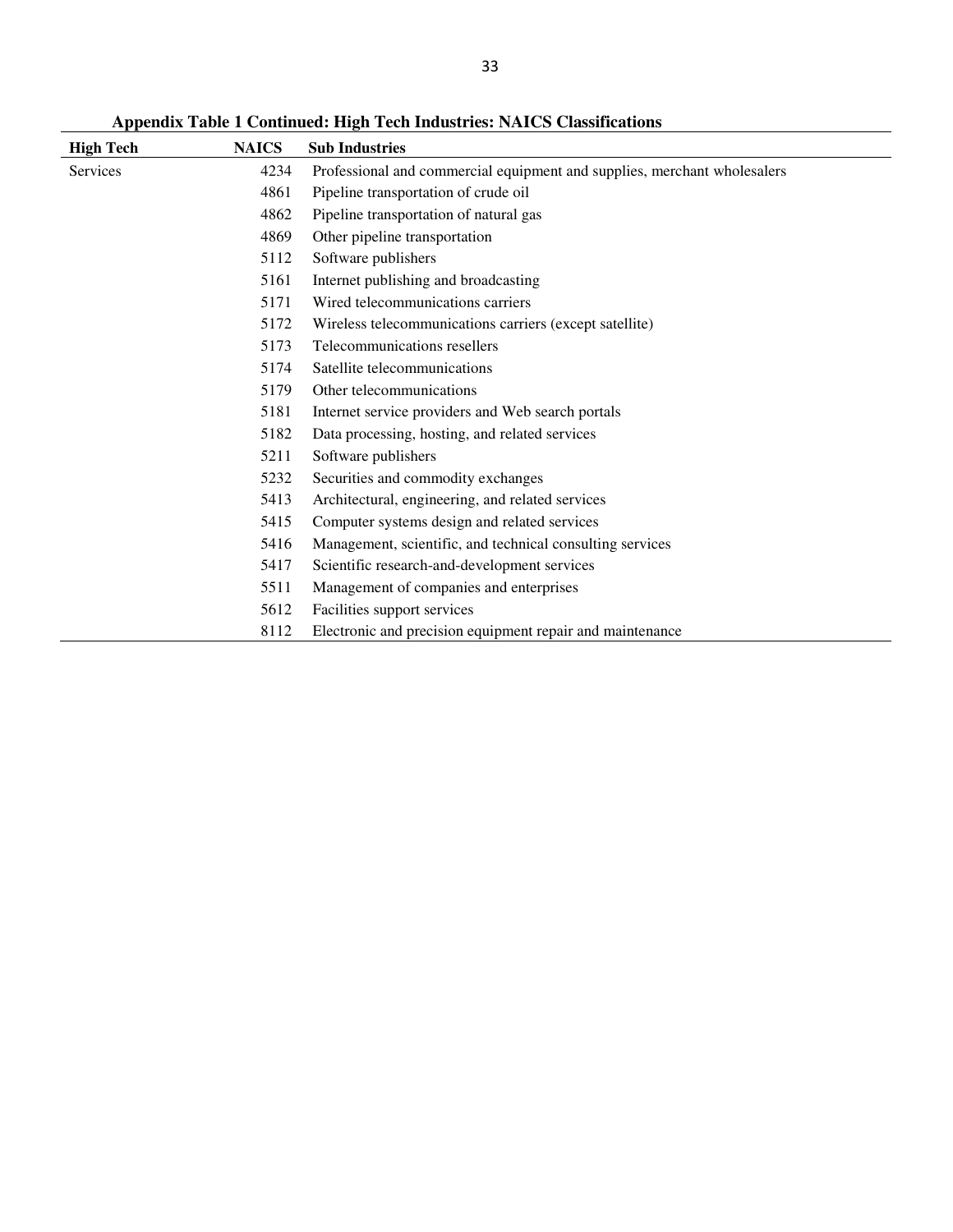**Appendix Table 1 Continued: High Tech Industries: NAICS Classifications**

| High Tech | NAICS | Sub Industries |
|---|---|---|
| Services | 4234 | Professional and commercial equipment and supplies, merchant wholesalers |
| | 4861 | Pipeline transportation of crude oil |
| | 4862 | Pipeline transportation of natural gas |
| | 4869 | Other pipeline transportation |
| | 5112 | Software publishers |
| | 5161 | Internet publishing and broadcasting |
| | 5171 | Wired telecommunications carriers |
| | 5172 | Wireless telecommunications carriers (except satellite) |
| | 5173 | Telecommunications resellers |
| | 5174 | Satellite telecommunications |
| | 5179 | Other telecommunications |
| | 5181 | Internet service providers and Web search portals |
| | 5182 | Data processing, hosting, and related services |
| | 5211 | Software publishers |
| | 5232 | Securities and commodity exchanges |
| | 5413 | Architectural, engineering, and related services |
| | 5415 | Computer systems design and related services |
| | 5416 | Management, scientific, and technical consulting services |
| | 5417 | Scientific research-and-development services |
| | 5511 | Management of companies and enterprises |
| | 5612 | Facilities support services |
| | 8112 | Electronic and precision equipment repair and maintenance |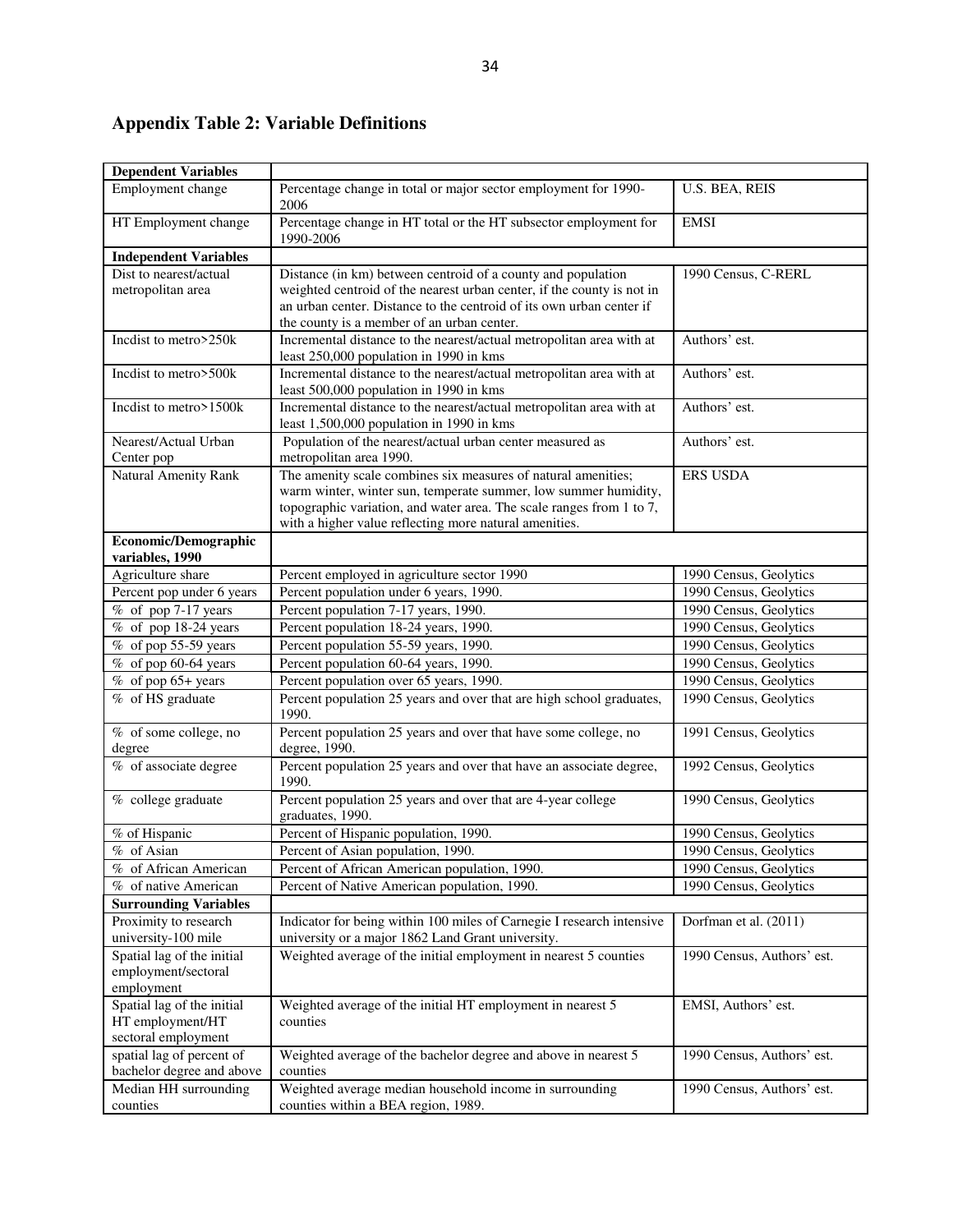## Appendix Table 2: Variable Definitions

| | | |
|---|---|---|
| **Dependent Variables** | | |
| Employment change | Percentage change in total or major sector employment for 1990-2006 | U.S. BEA, REIS |
| HT Employment change | Percentage change in HT total or the HT subsector employment for 1990-2006 | EMSI |
| **Independent Variables** | | |
| Dist to nearest/actual metropolitan area | Distance (in km) between centroid of a county and population weighted centroid of the nearest urban center, if the county is not in an urban center. Distance to the centroid of its own urban center if the county is a member of an urban center. | 1990 Census, C-RERL |
| Incdist to metro>250k | Incremental distance to the nearest/actual metropolitan area with at least 250,000 population in 1990 in kms | Authors' est. |
| Incdist to metro>500k | Incremental distance to the nearest/actual metropolitan area with at least 500,000 population in 1990 in kms | Authors' est. |
| Incdist to metro>1500k | Incremental distance to the nearest/actual metropolitan area with at least 1,500,000 population in 1990 in kms | Authors' est. |
| Nearest/Actual Urban Center pop | Population of the nearest/actual urban center measured as metropolitan area 1990. | Authors' est. |
| Natural Amenity Rank | The amenity scale combines six measures of natural amenities; warm winter, winter sun, temperate summer, low summer humidity, topographic variation, and water area. The scale ranges from 1 to 7, with a higher value reflecting more natural amenities. | ERS USDA |
| **Economic/Demographic variables, 1990** | | |
| Agriculture share | Percent employed in agriculture sector 1990 | 1990 Census, Geolytics |
| Percent pop under 6 years | Percent population under 6 years, 1990. | 1990 Census, Geolytics |
| % of pop 7-17 years | Percent population 7-17 years, 1990. | 1990 Census, Geolytics |
| % of pop 18-24 years | Percent population 18-24 years, 1990. | 1990 Census, Geolytics |
| % of pop 55-59 years | Percent population 55-59 years, 1990. | 1990 Census, Geolytics |
| % of pop 60-64 years | Percent population 60-64 years, 1990. | 1990 Census, Geolytics |
| % of pop 65+ years | Percent population over 65 years, 1990. | 1990 Census, Geolytics |
| % of HS graduate | Percent population 25 years and over that are high school graduates, 1990. | 1990 Census, Geolytics |
| % of some college, no degree | Percent population 25 years and over that have some college, no degree, 1990. | 1991 Census, Geolytics |
| % of associate degree | Percent population 25 years and over that have an associate degree, 1990. | 1992 Census, Geolytics |
| % college graduate | Percent population 25 years and over that are 4-year college graduates, 1990. | 1990 Census, Geolytics |
| % of Hispanic | Percent of Hispanic population, 1990. | 1990 Census, Geolytics |
| % of Asian | Percent of Asian population, 1990. | 1990 Census, Geolytics |
| % of African American | Percent of African American population, 1990. | 1990 Census, Geolytics |
| % of native American | Percent of Native American population, 1990. | 1990 Census, Geolytics |
| **Surrounding Variables** | | |
| Proximity to research university-100 mile | Indicator for being within 100 miles of Carnegie I research intensive university or a major 1862 Land Grant university. | Dorfman et al. (2011) |
| Spatial lag of the initial employment/sectoral employment | Weighted average of the initial employment in nearest 5 counties | 1990 Census, Authors' est. |
| Spatial lag of the initial HT employment/HT sectoral employment | Weighted average of the initial HT employment in nearest 5 counties | EMSI, Authors' est. |
| spatial lag of percent of bachelor degree and above | Weighted average of the bachelor degree and above in nearest 5 counties | 1990 Census, Authors' est. |
| Median HH surrounding counties | Weighted average median household income in surrounding counties within a BEA region, 1989. | 1990 Census, Authors' est. |